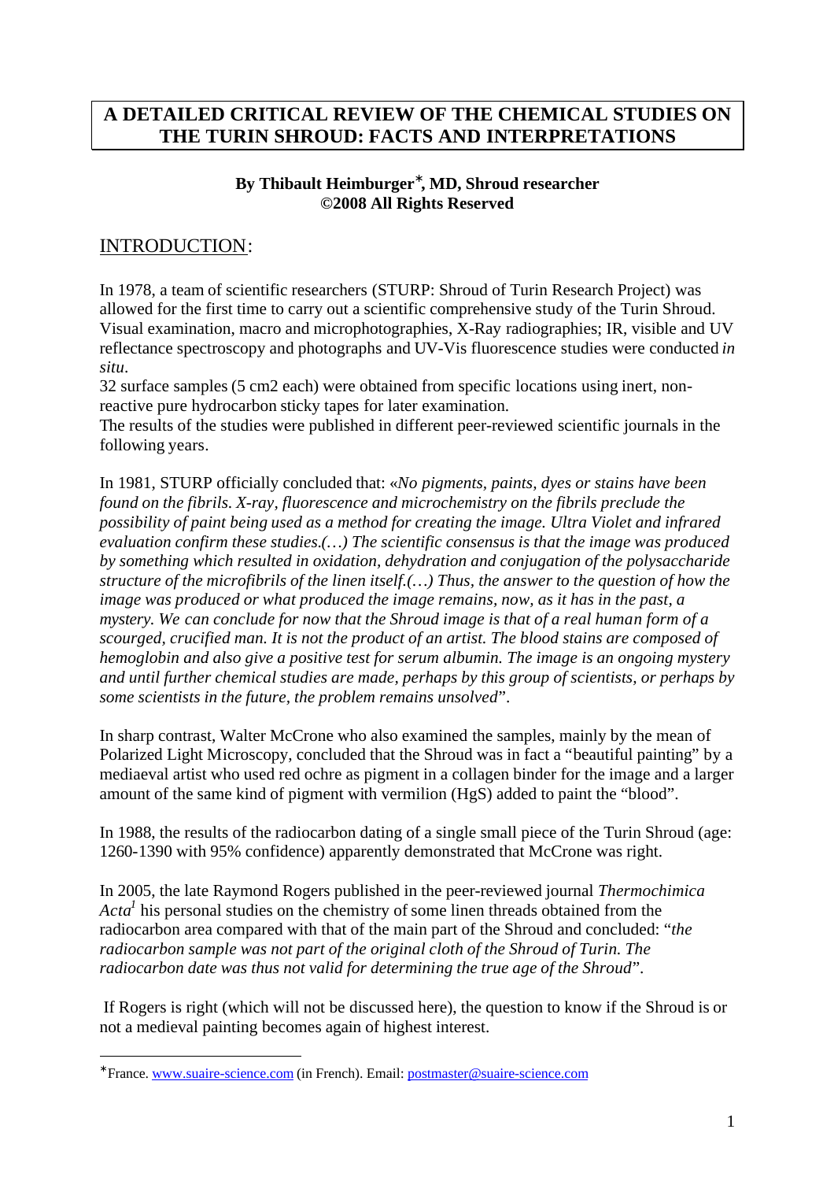# A DETAILED CRITICAL REVIEW OF THE CHEMICAL STUDIES ON THE TURIN SHROUD: FACTS AND INTERPRETATIONS

**By Thibault Heimburger*, MD, Shroud researcher**
**©2008 All Rights Reserved**

## INTRODUCTION:

In 1978, a team of scientific researchers (STURP: Shroud of Turin Research Project) was allowed for the first time to carry out a scientific comprehensive study of the Turin Shroud. Visual examination, macro and microphotographies, X-Ray radiographies; IR, visible and UV reflectance spectroscopy and photographs and UV-Vis fluorescence studies were conducted *in situ*.
32 surface samples (5 cm2 each) were obtained from specific locations using inert, non-reactive pure hydrocarbon sticky tapes for later examination.
The results of the studies were published in different peer-reviewed scientific journals in the following years.

In 1981, STURP officially concluded that: «*No pigments, paints, dyes or stains have been found on the fibrils. X-ray, fluorescence and microchemistry on the fibrils preclude the possibility of paint being used as a method for creating the image. Ultra Violet and infrared evaluation confirm these studies.(…) The scientific consensus is that the image was produced by something which resulted in oxidation, dehydration and conjugation of the polysaccharide structure of the microfibrils of the linen itself.(…) Thus, the answer to the question of how the image was produced or what produced the image remains, now, as it has in the past, a mystery. We can conclude for now that the Shroud image is that of a real human form of a scourged, crucified man. It is not the product of an artist. The blood stains are composed of hemoglobin and also give a positive test for serum albumin. The image is an ongoing mystery and until further chemical studies are made, perhaps by this group of scientists, or perhaps by some scientists in the future, the problem remains unsolved*".

In sharp contrast, Walter McCrone who also examined the samples, mainly by the mean of Polarized Light Microscopy, concluded that the Shroud was in fact a "beautiful painting" by a mediaeval artist who used red ochre as pigment in a collagen binder for the image and a larger amount of the same kind of pigment with vermilion (HgS) added to paint the "blood".

In 1988, the results of the radiocarbon dating of a single small piece of the Turin Shroud (age: 1260-1390 with 95% confidence) apparently demonstrated that McCrone was right.

In 2005, the late Raymond Rogers published in the peer-reviewed journal *Thermochimica Acta*[1] his personal studies on the chemistry of some linen threads obtained from the radiocarbon area compared with that of the main part of the Shroud and concluded: "*the radiocarbon sample was not part of the original cloth of the Shroud of Turin. The radiocarbon date was thus not valid for determining the true age of the Shroud*".

If Rogers is right (which will not be discussed here), the question to know if the Shroud is or not a medieval painting becomes again of highest interest.

---

*France. www.suaire-science.com (in French). Email: postmaster@suaire-science.com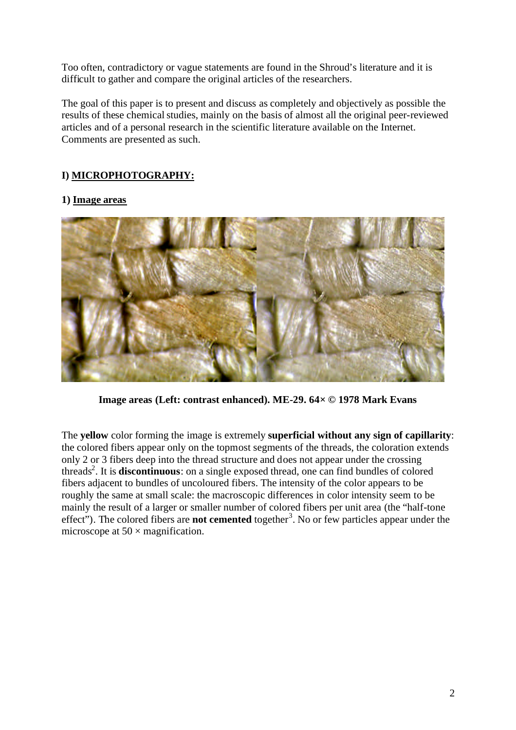Too often, contradictory or vague statements are found in the Shroud's literature and it is difficult to gather and compare the original articles of the researchers.

The goal of this paper is to present and discuss as completely and objectively as possible the results of these chemical studies, mainly on the basis of almost all the original peer-reviewed articles and of a personal research in the scientific literature available on the Internet. Comments are presented as such.

## I) MICROPHOTOGRAPHY:

### 1) Image areas

**Image areas (Left: contrast enhanced). ME-29. 64× © 1978 Mark Evans**

The **yellow** color forming the image is extremely **superficial without any sign of capillarity**: the colored fibers appear only on the topmost segments of the threads, the coloration extends only 2 or 3 fibers deep into the thread structure and does not appear under the crossing threads[2]. It is **discontinuous**: on a single exposed thread, one can find bundles of colored fibers adjacent to bundles of uncoloured fibers. The intensity of the color appears to be roughly the same at small scale: the macroscopic differences in color intensity seem to be mainly the result of a larger or smaller number of colored fibers per unit area (the "half-tone effect"). The colored fibers are **not cemented** together[3]. No or few particles appear under the microscope at 50 × magnification.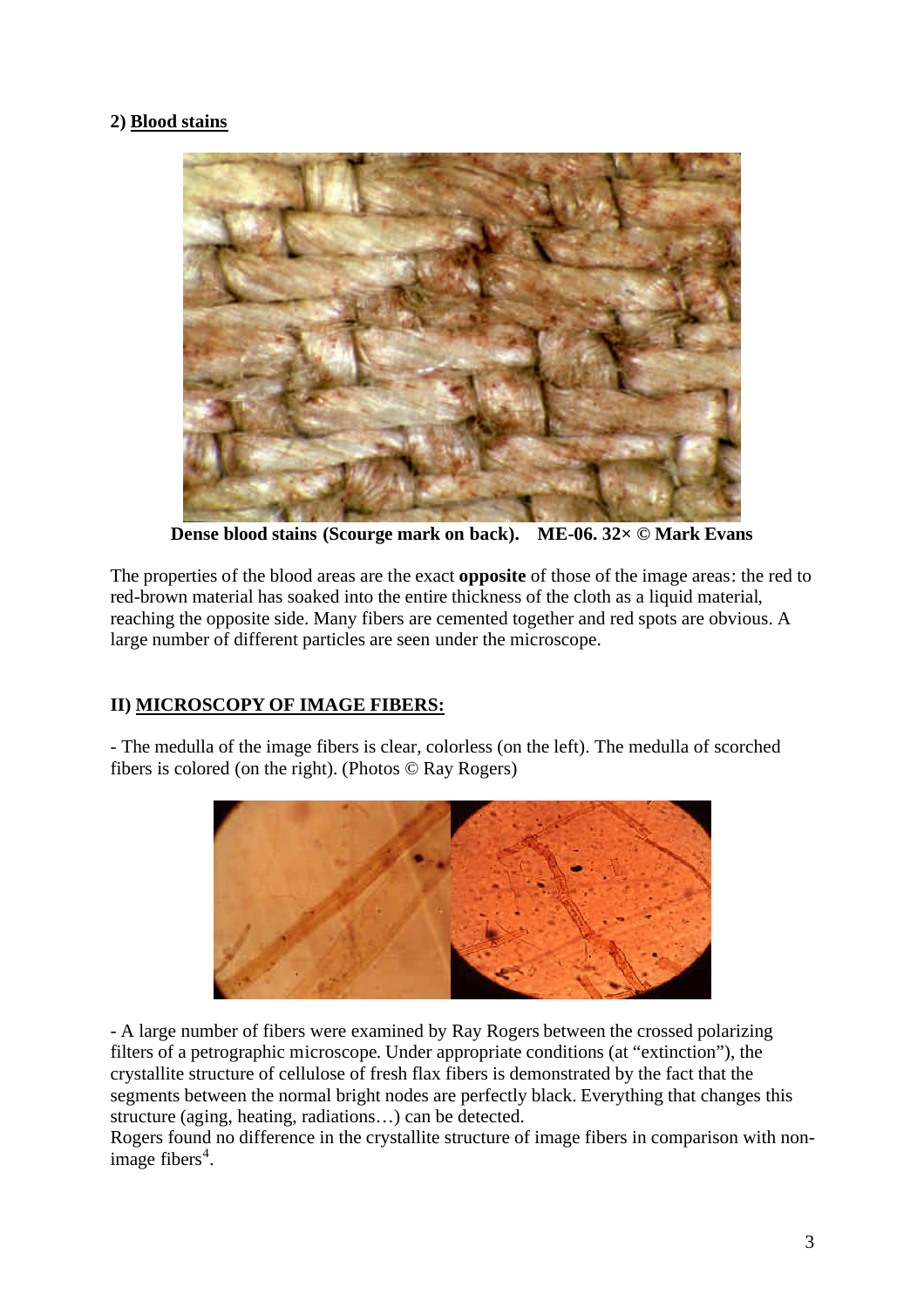### 2) Blood stains

**Dense blood stains (Scourge mark on back). ME-06. 32× © Mark Evans**

The properties of the blood areas are the exact **opposite** of those of the image areas: the red to red-brown material has soaked into the entire thickness of the cloth as a liquid material, reaching the opposite side. Many fibers are cemented together and red spots are obvious. A large number of different particles are seen under the microscope.

## II) MICROSCOPY OF IMAGE FIBERS:

- The medulla of the image fibers is clear, colorless (on the left). The medulla of scorched fibers is colored (on the right). (Photos © Ray Rogers)

- A large number of fibers were examined by Ray Rogers between the crossed polarizing filters of a petrographic microscope. Under appropriate conditions (at "extinction"), the crystallite structure of cellulose of fresh flax fibers is demonstrated by the fact that the segments between the normal bright nodes are perfectly black. Everything that changes this structure (aging, heating, radiations…) can be detected.

Rogers found no difference in the crystallite structure of image fibers in comparison with non-image fibers[4].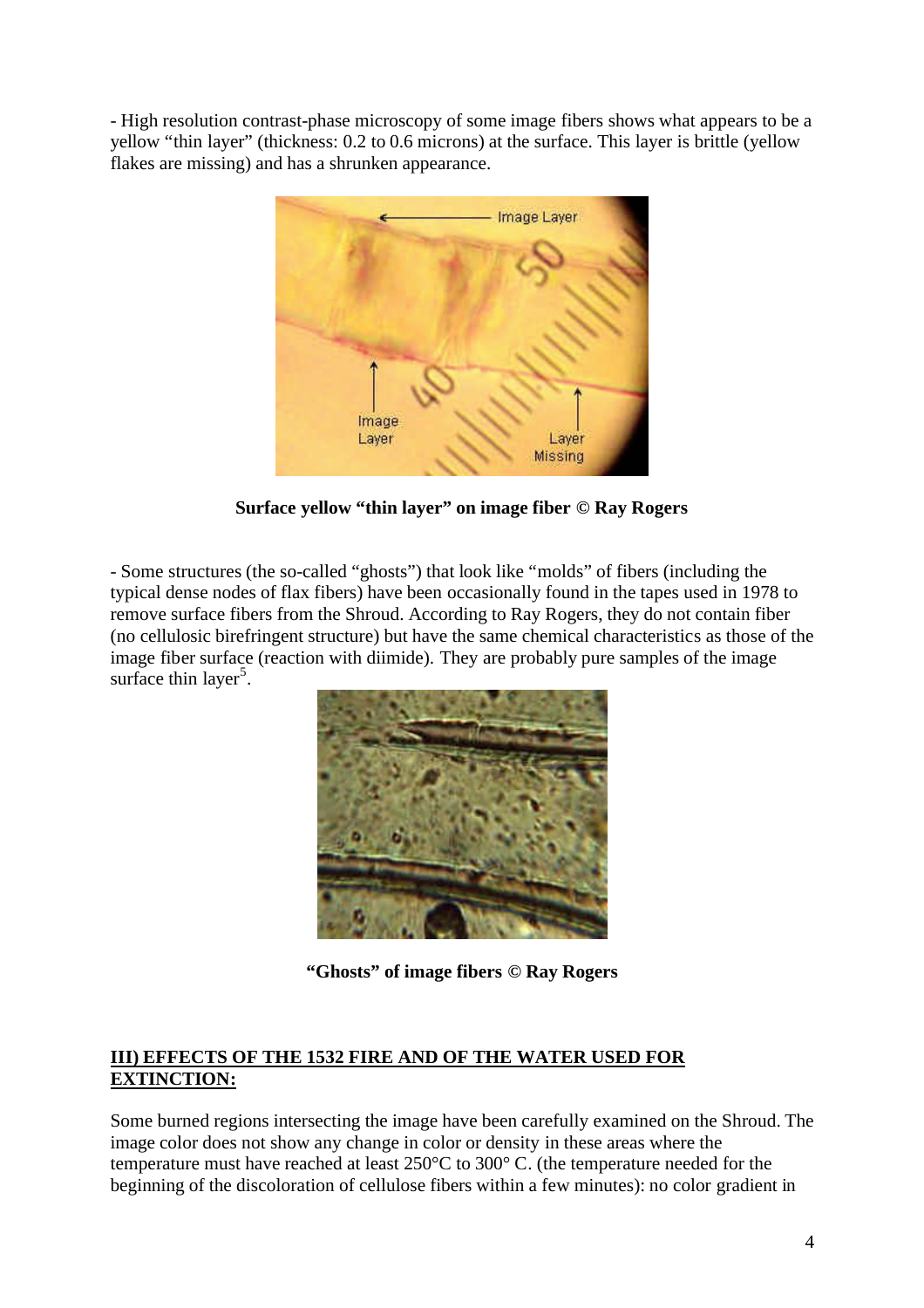- High resolution contrast-phase microscopy of some image fibers shows what appears to be a yellow “thin layer” (thickness: 0.2 to 0.6 microns) at the surface. This layer is brittle (yellow flakes are missing) and has a shrunken appearance.

**Surface yellow “thin layer” on image fiber © Ray Rogers**

- Some structures (the so-called “ghosts”) that look like “molds” of fibers (including the typical dense nodes of flax fibers) have been occasionally found in the tapes used in 1978 to remove surface fibers from the Shroud. According to Ray Rogers, they do not contain fiber (no cellulosic birefringent structure) but have the same chemical characteristics as those of the image fiber surface (reaction with diimide). They are probably pure samples of the image surface thin layer[5].

**“Ghosts” of image fibers © Ray Rogers**

## III) EFFECTS OF THE 1532 FIRE AND OF THE WATER USED FOR EXTINCTION:

Some burned regions intersecting the image have been carefully examined on the Shroud. The image color does not show any change in color or density in these areas where the temperature must have reached at least 250°C to 300° C. (the temperature needed for the beginning of the discoloration of cellulose fibers within a few minutes): no color gradient in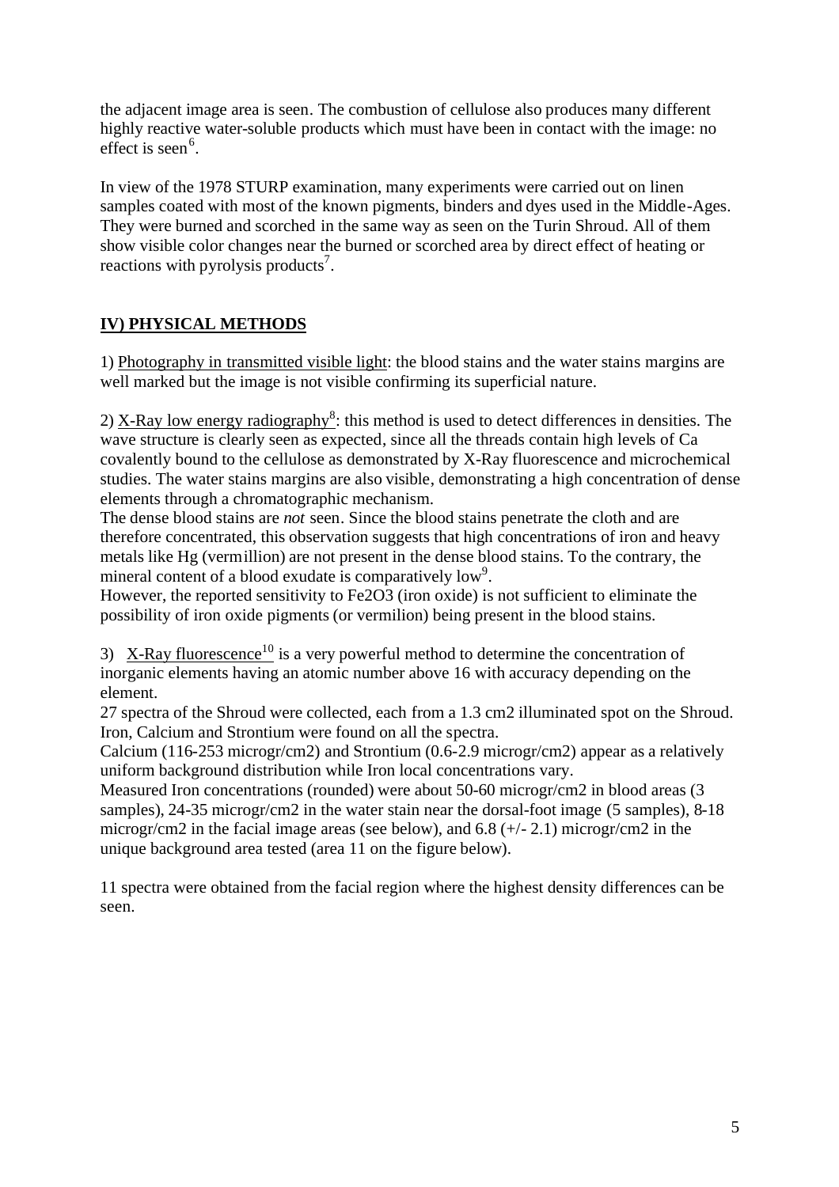the adjacent image area is seen. The combustion of cellulose also produces many different highly reactive water-soluble products which must have been in contact with the image: no effect is seen[6].

In view of the 1978 STURP examination, many experiments were carried out on linen samples coated with most of the known pigments, binders and dyes used in the Middle-Ages. They were burned and scorched in the same way as seen on the Turin Shroud. All of them show visible color changes near the burned or scorched area by direct effect of heating or reactions with pyrolysis products[7].

## IV) PHYSICAL METHODS

1) Photography in transmitted visible light: the blood stains and the water stains margins are well marked but the image is not visible confirming its superficial nature.

2) X-Ray low energy radiography[8]: this method is used to detect differences in densities. The wave structure is clearly seen as expected, since all the threads contain high levels of Ca covalently bound to the cellulose as demonstrated by X-Ray fluorescence and microchemical studies. The water stains margins are also visible, demonstrating a high concentration of dense elements through a chromatographic mechanism.

The dense blood stains are *not* seen. Since the blood stains penetrate the cloth and are therefore concentrated, this observation suggests that high concentrations of iron and heavy metals like Hg (vermillion) are not present in the dense blood stains. To the contrary, the mineral content of a blood exudate is comparatively low[9].

However, the reported sensitivity to $Fe_2O_3$ (iron oxide) is not sufficient to eliminate the possibility of iron oxide pigments (or vermilion) being present in the blood stains.

3) X-Ray fluorescence[10] is a very powerful method to determine the concentration of inorganic elements having an atomic number above 16 with accuracy depending on the element.

27 spectra of the Shroud were collected, each from a 1.3 cm2 illuminated spot on the Shroud. Iron, Calcium and Strontium were found on all the spectra.

Calcium (116-253 microgr/cm2) and Strontium (0.6-2.9 microgr/cm2) appear as a relatively uniform background distribution while Iron local concentrations vary.

Measured Iron concentrations (rounded) were about 50-60 microgr/cm2 in blood areas (3 samples), 24-35 microgr/cm2 in the water stain near the dorsal-foot image (5 samples), 8-18 microgr/cm2 in the facial image areas (see below), and 6.8 (+/- 2.1) microgr/cm2 in the unique background area tested (area 11 on the figure below).

11 spectra were obtained from the facial region where the highest density differences can be seen.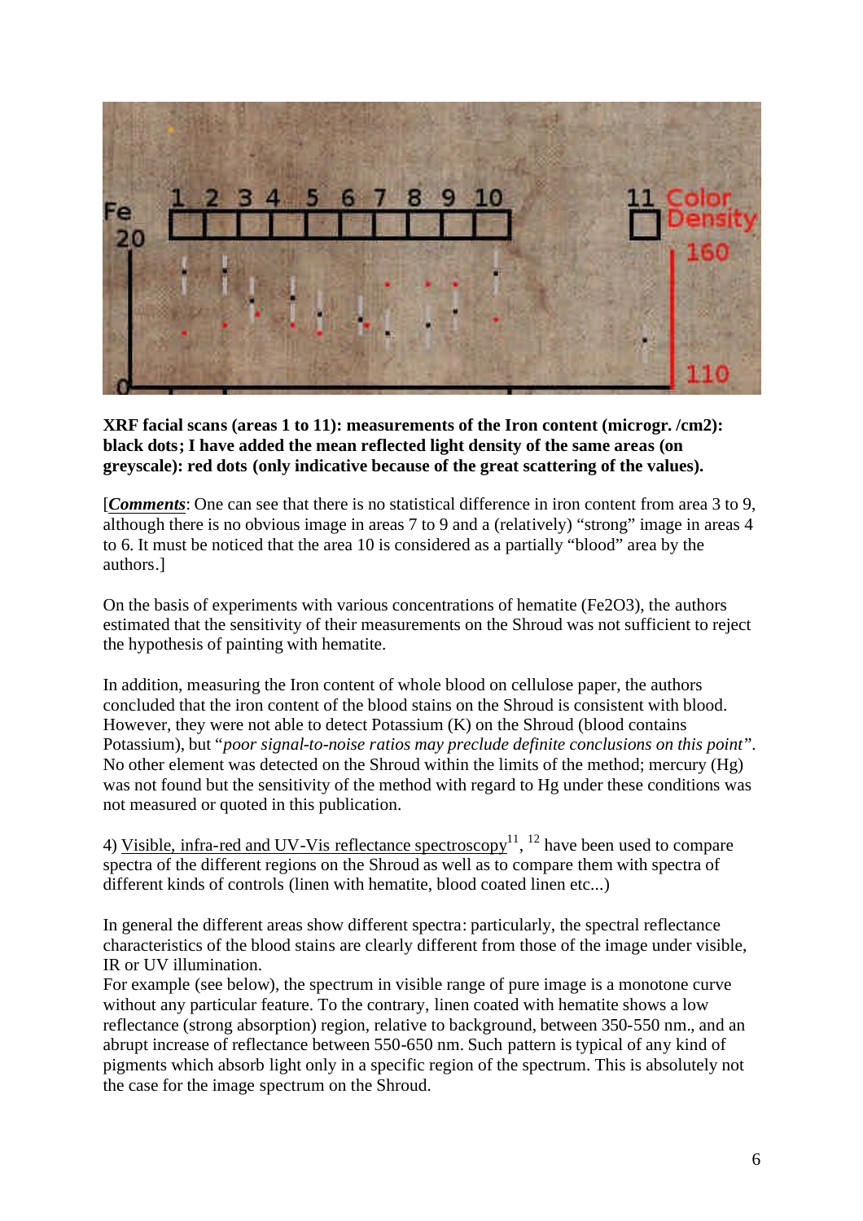**XRF facial scans (areas 1 to 11): measurements of the Iron content (microgr. /cm2): black dots; I have added the mean reflected light density of the same areas (on greyscale): red dots (only indicative because of the great scattering of the values).**

[***Comments***: One can see that there is no statistical difference in iron content from area 3 to 9, although there is no obvious image in areas 7 to 9 and a (relatively) "strong" image in areas 4 to 6. It must be noticed that the area 10 is considered as a partially "blood" area by the authors.]

On the basis of experiments with various concentrations of hematite ($Fe_2O_3$), the authors estimated that the sensitivity of their measurements on the Shroud was not sufficient to reject the hypothesis of painting with hematite.

In addition, measuring the Iron content of whole blood on cellulose paper, the authors concluded that the iron content of the blood stains on the Shroud is consistent with blood. However, they were not able to detect Potassium (K) on the Shroud (blood contains Potassium), but "*poor signal-to-noise ratios may preclude definite conclusions on this point*". No other element was detected on the Shroud within the limits of the method; mercury (Hg) was not found but the sensitivity of the method with regard to Hg under these conditions was not measured or quoted in this publication.

4) Visible, infra-red and UV-Vis reflectance spectroscopy[11], [12] have been used to compare spectra of the different regions on the Shroud as well as to compare them with spectra of different kinds of controls (linen with hematite, blood coated linen etc...)

In general the different areas show different spectra: particularly, the spectral reflectance characteristics of the blood stains are clearly different from those of the image under visible, IR or UV illumination.

For example (see below), the spectrum in visible range of pure image is a monotone curve without any particular feature. To the contrary, linen coated with hematite shows a low reflectance (strong absorption) region, relative to background, between 350-550 nm., and an abrupt increase of reflectance between 550-650 nm. Such pattern is typical of any kind of pigments which absorb light only in a specific region of the spectrum. This is absolutely not the case for the image spectrum on the Shroud.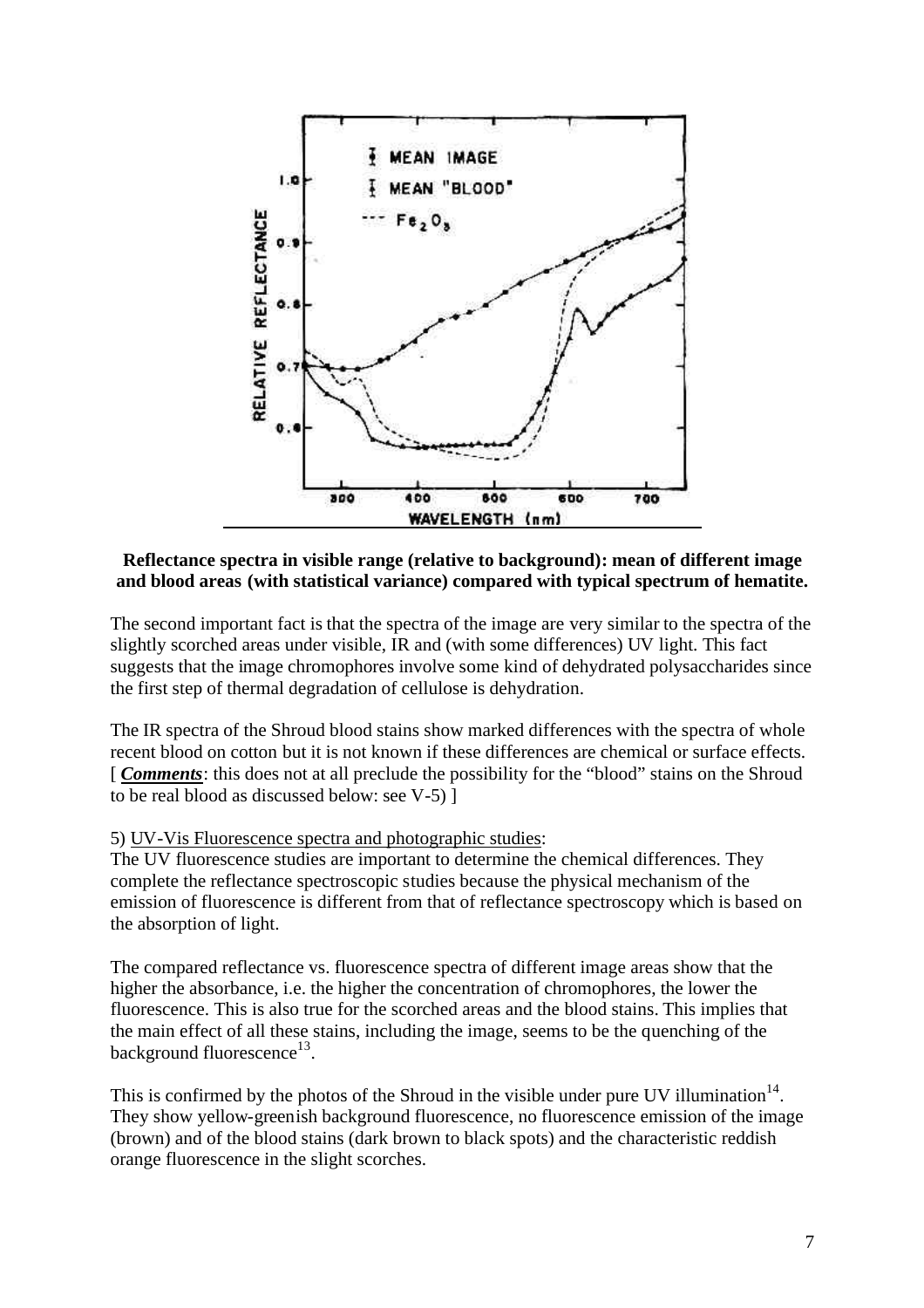**Reflectance spectra in visible range (relative to background): mean of different image and blood areas (with statistical variance) compared with typical spectrum of hematite.**

The second important fact is that the spectra of the image are very similar to the spectra of the slightly scorched areas under visible, IR and (with some differences) UV light. This fact suggests that the image chromophores involve some kind of dehydrated polysaccharides since the first step of thermal degradation of cellulose is dehydration.

The IR spectra of the Shroud blood stains show marked differences with the spectra of whole recent blood on cotton but it is not known if these differences are chemical or surface effects. [ ***Comments***: this does not at all preclude the possibility for the “blood” stains on the Shroud to be real blood as discussed below: see V-5) ]

5) UV-Vis Fluorescence spectra and photographic studies:

The UV fluorescence studies are important to determine the chemical differences. They complete the reflectance spectroscopic studies because the physical mechanism of the emission of fluorescence is different from that of reflectance spectroscopy which is based on the absorption of light.

The compared reflectance vs. fluorescence spectra of different image areas show that the higher the absorbance, i.e. the higher the concentration of chromophores, the lower the fluorescence. This is also true for the scorched areas and the blood stains. This implies that the main effect of all these stains, including the image, seems to be the quenching of the background fluorescence[13].

This is confirmed by the photos of the Shroud in the visible under pure UV illumination[14]. They show yellow-greenish background fluorescence, no fluorescence emission of the image (brown) and of the blood stains (dark brown to black spots) and the characteristic reddish orange fluorescence in the slight scorches.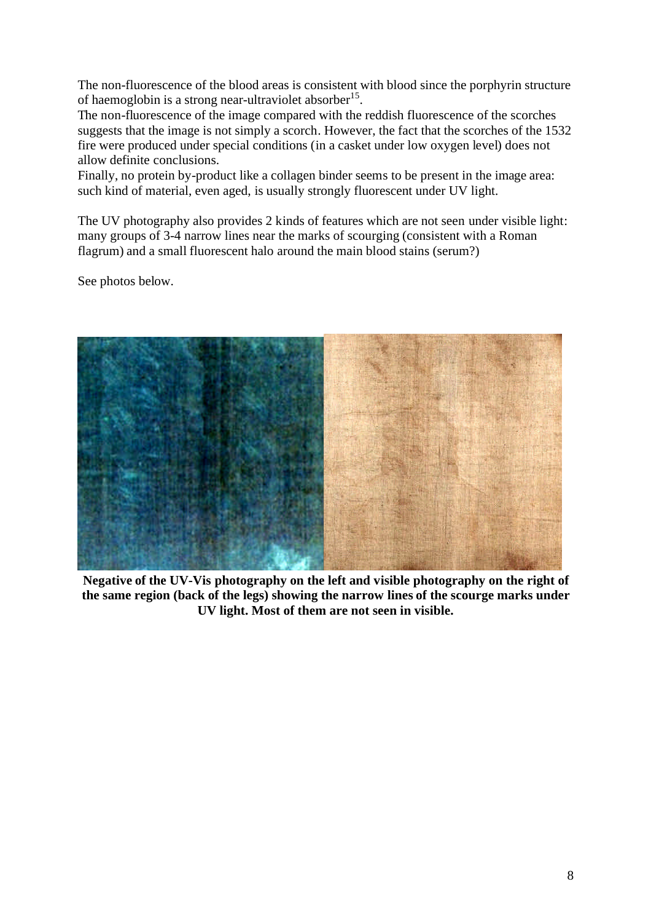The non-fluorescence of the blood areas is consistent with blood since the porphyrin structure of haemoglobin is a strong near-ultraviolet absorber[15].

The non-fluorescence of the image compared with the reddish fluorescence of the scorches suggests that the image is not simply a scorch. However, the fact that the scorches of the 1532 fire were produced under special conditions (in a casket under low oxygen level) does not allow definite conclusions.

Finally, no protein by-product like a collagen binder seems to be present in the image area: such kind of material, even aged, is usually strongly fluorescent under UV light.

The UV photography also provides 2 kinds of features which are not seen under visible light: many groups of 3-4 narrow lines near the marks of scourging (consistent with a Roman flagrum) and a small fluorescent halo around the main blood stains (serum?)

See photos below.

**Negative of the UV-Vis photography on the left and visible photography on the right of the same region (back of the legs) showing the narrow lines of the scourge marks under UV light. Most of them are not seen in visible.**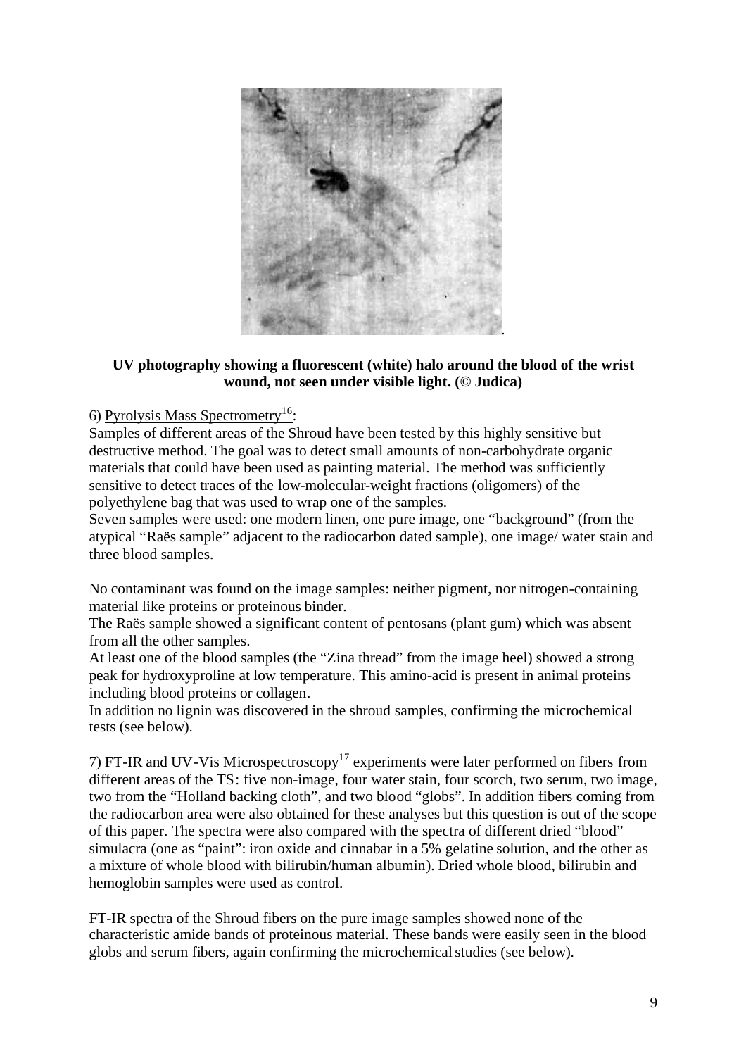**UV photography showing a fluorescent (white) halo around the blood of the wrist wound, not seen under visible light. (© Judica)**

6) Pyrolysis Mass Spectrometry[16]:
Samples of different areas of the Shroud have been tested by this highly sensitive but destructive method. The goal was to detect small amounts of non-carbohydrate organic materials that could have been used as painting material. The method was sufficiently sensitive to detect traces of the low-molecular-weight fractions (oligomers) of the polyethylene bag that was used to wrap one of the samples.
Seven samples were used: one modern linen, one pure image, one "background" (from the atypical "Raës sample" adjacent to the radiocarbon dated sample), one image/ water stain and three blood samples.

No contaminant was found on the image samples: neither pigment, nor nitrogen-containing material like proteins or proteinous binder.
The Raës sample showed a significant content of pentosans (plant gum) which was absent from all the other samples.
At least one of the blood samples (the "Zina thread" from the image heel) showed a strong peak for hydroxyproline at low temperature. This amino-acid is present in animal proteins including blood proteins or collagen.
In addition no lignin was discovered in the shroud samples, confirming the microchemical tests (see below).

7) FT-IR and UV-Vis Microspectroscopy[17] experiments were later performed on fibers from different areas of the TS: five non-image, four water stain, four scorch, two serum, two image, two from the "Holland backing cloth", and two blood "globs". In addition fibers coming from the radiocarbon area were also obtained for these analyses but this question is out of the scope of this paper. The spectra were also compared with the spectra of different dried "blood" simulacra (one as "paint": iron oxide and cinnabar in a 5% gelatine solution, and the other as a mixture of whole blood with bilirubin/human albumin). Dried whole blood, bilirubin and hemoglobin samples were used as control.

FT-IR spectra of the Shroud fibers on the pure image samples showed none of the characteristic amide bands of proteinous material. These bands were easily seen in the blood globs and serum fibers, again confirming the microchemical studies (see below).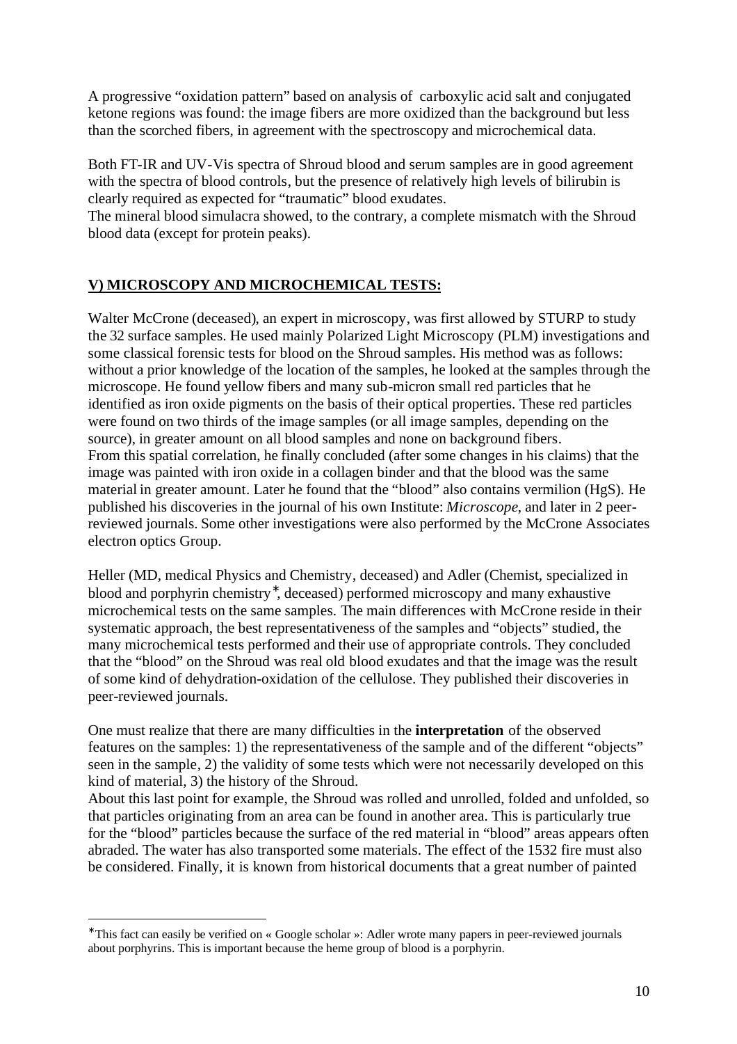A progressive "oxidation pattern" based on analysis of carboxylic acid salt and conjugated ketone regions was found: the image fibers are more oxidized than the background but less than the scorched fibers, in agreement with the spectroscopy and microchemical data.

Both FT-IR and UV-Vis spectra of Shroud blood and serum samples are in good agreement with the spectra of blood controls, but the presence of relatively high levels of bilirubin is clearly required as expected for "traumatic" blood exudates.
The mineral blood simulacra showed, to the contrary, a complete mismatch with the Shroud blood data (except for protein peaks).

## V) MICROSCOPY AND MICROCHEMICAL TESTS:

Walter McCrone (deceased), an expert in microscopy, was first allowed by STURP to study the 32 surface samples. He used mainly Polarized Light Microscopy (PLM) investigations and some classical forensic tests for blood on the Shroud samples. His method was as follows: without a prior knowledge of the location of the samples, he looked at the samples through the microscope. He found yellow fibers and many sub-micron small red particles that he identified as iron oxide pigments on the basis of their optical properties. These red particles were found on two thirds of the image samples (or all image samples, depending on the source), in greater amount on all blood samples and none on background fibers.
From this spatial correlation, he finally concluded (after some changes in his claims) that the image was painted with iron oxide in a collagen binder and that the blood was the same material in greater amount. Later he found that the "blood" also contains vermilion (HgS). He published his discoveries in the journal of his own Institute: *Microscope*, and later in 2 peer-reviewed journals. Some other investigations were also performed by the McCrone Associates electron optics Group.

Heller (MD, medical Physics and Chemistry, deceased) and Adler (Chemist, specialized in blood and porphyrin chemistry*, deceased) performed microscopy and many exhaustive microchemical tests on the same samples. The main differences with McCrone reside in their systematic approach, the best representativeness of the samples and "objects" studied, the many microchemical tests performed and their use of appropriate controls. They concluded that the "blood" on the Shroud was real old blood exudates and that the image was the result of some kind of dehydration-oxidation of the cellulose. They published their discoveries in peer-reviewed journals.

One must realize that there are many difficulties in the **interpretation** of the observed features on the samples: 1) the representativeness of the sample and of the different "objects" seen in the sample, 2) the validity of some tests which were not necessarily developed on this kind of material, 3) the history of the Shroud.
About this last point for example, the Shroud was rolled and unrolled, folded and unfolded, so that particles originating from an area can be found in another area. This is particularly true for the "blood" particles because the surface of the red material in "blood" areas appears often abraded. The water has also transported some materials. The effect of the 1532 fire must also be considered. Finally, it is known from historical documents that a great number of painted

---

*This fact can easily be verified on « Google scholar »: Adler wrote many papers in peer-reviewed journals about porphyrins. This is important because the heme group of blood is a porphyrin.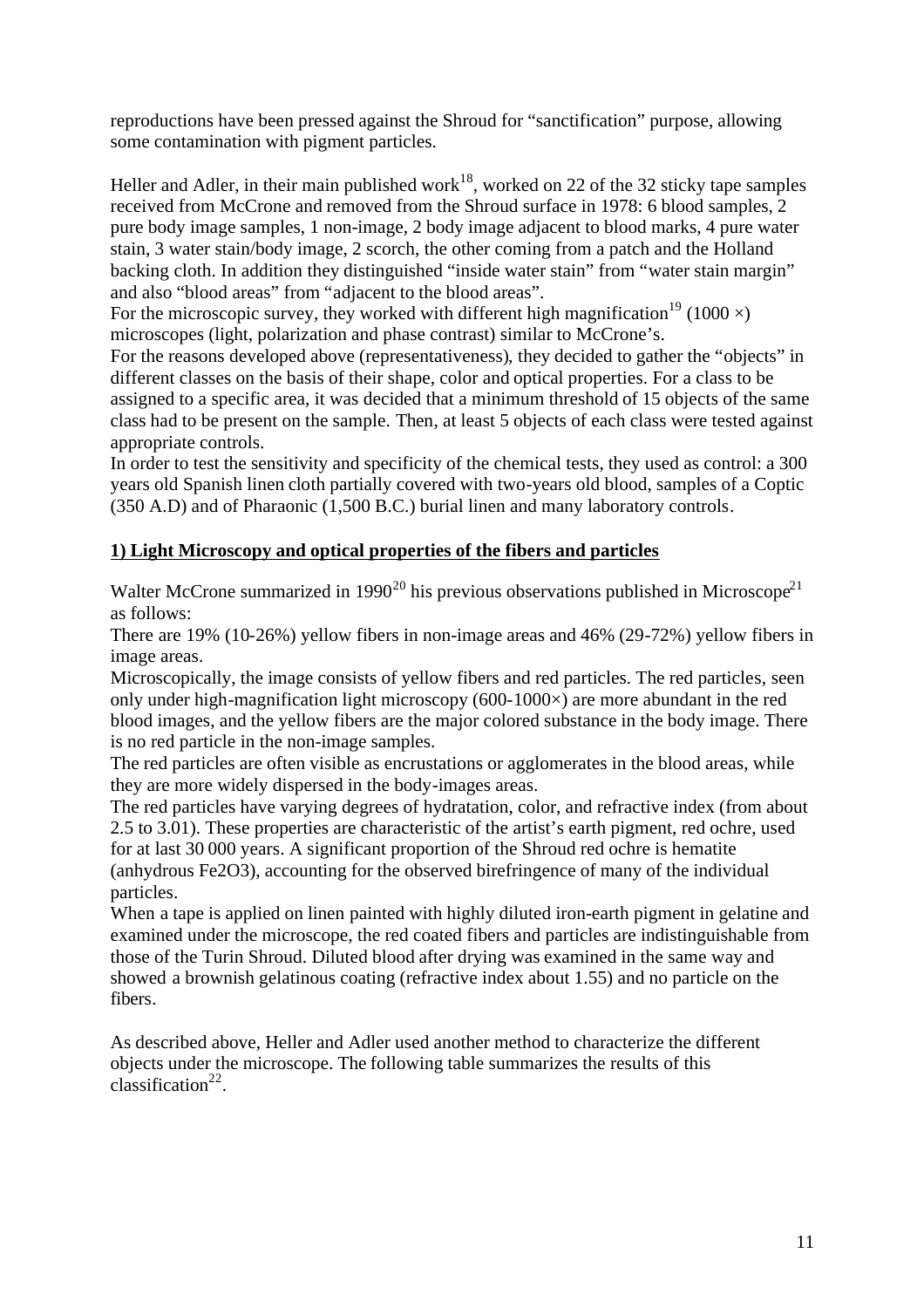reproductions have been pressed against the Shroud for "sanctification" purpose, allowing some contamination with pigment particles.

Heller and Adler, in their main published work[18], worked on 22 of the 32 sticky tape samples received from McCrone and removed from the Shroud surface in 1978: 6 blood samples, 2 pure body image samples, 1 non-image, 2 body image adjacent to blood marks, 4 pure water stain, 3 water stain/body image, 2 scorch, the other coming from a patch and the Holland backing cloth. In addition they distinguished "inside water stain" from "water stain margin" and also "blood areas" from "adjacent to the blood areas".

For the microscopic survey, they worked with different high magnification[19] (1000 ×) microscopes (light, polarization and phase contrast) similar to McCrone's.

For the reasons developed above (representativeness), they decided to gather the "objects" in different classes on the basis of their shape, color and optical properties. For a class to be assigned to a specific area, it was decided that a minimum threshold of 15 objects of the same class had to be present on the sample. Then, at least 5 objects of each class were tested against appropriate controls.

In order to test the sensitivity and specificity of the chemical tests, they used as control: a 300 years old Spanish linen cloth partially covered with two-years old blood, samples of a Coptic (350 A.D) and of Pharaonic (1,500 B.C.) burial linen and many laboratory controls.

## 1) Light Microscopy and optical properties of the fibers and particles

Walter McCrone summarized in 1990[20] his previous observations published in Microscope[21] as follows:

There are 19% (10-26%) yellow fibers in non-image areas and 46% (29-72%) yellow fibers in image areas.

Microscopically, the image consists of yellow fibers and red particles. The red particles, seen only under high-magnification light microscopy (600-1000×) are more abundant in the red blood images, and the yellow fibers are the major colored substance in the body image. There is no red particle in the non-image samples.

The red particles are often visible as encrustations or agglomerates in the blood areas, while they are more widely dispersed in the body-images areas.

The red particles have varying degrees of hydratation, color, and refractive index (from about 2.5 to 3.01). These properties are characteristic of the artist's earth pigment, red ochre, used for at last 30 000 years. A significant proportion of the Shroud red ochre is hematite (anhydrous $Fe_2O_3$), accounting for the observed birefringence of many of the individual particles.

When a tape is applied on linen painted with highly diluted iron-earth pigment in gelatine and examined under the microscope, the red coated fibers and particles are indistinguishable from those of the Turin Shroud. Diluted blood after drying was examined in the same way and showed a brownish gelatinous coating (refractive index about 1.55) and no particle on the fibers.

As described above, Heller and Adler used another method to characterize the different objects under the microscope. The following table summarizes the results of this classification[22].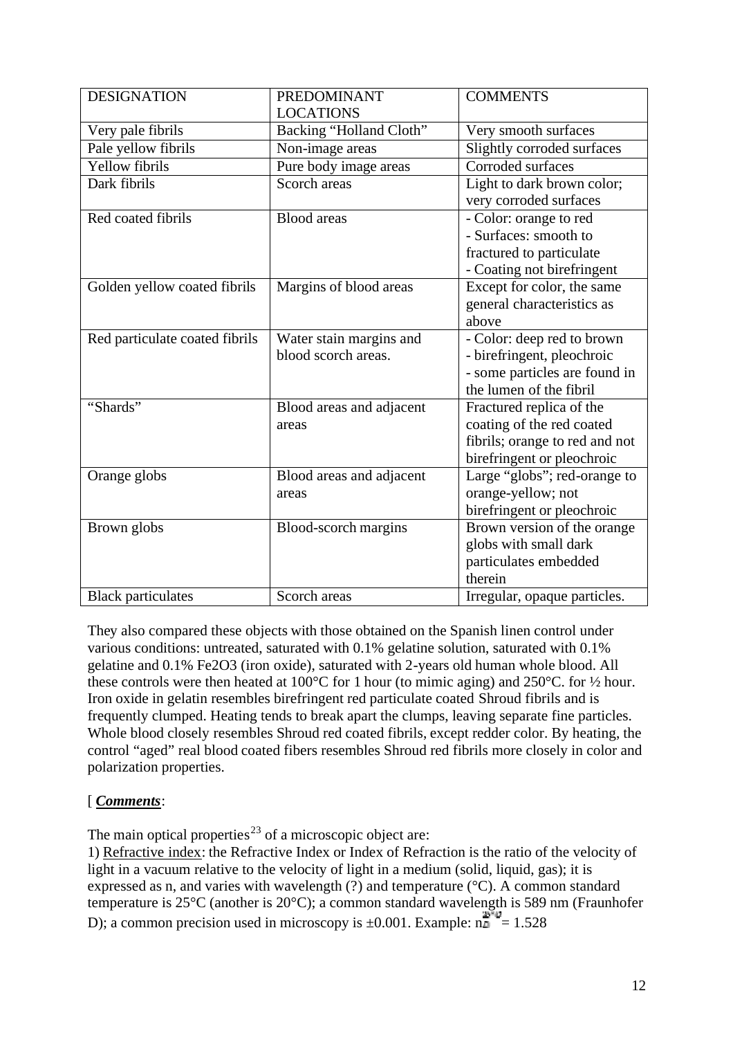| DESIGNATION | PREDOMINANT LOCATIONS | COMMENTS |
|---|---|---|
| Very pale fibrils | Backing “Holland Cloth” | Very smooth surfaces |
| Pale yellow fibrils | Non-image areas | Slightly corroded surfaces |
| Yellow fibrils | Pure body image areas | Corroded surfaces |
| Dark fibrils | Scorch areas | Light to dark brown color; very corroded surfaces |
| Red coated fibrils | Blood areas | - Color: orange to red<br>- Surfaces: smooth to fractured to particulate<br>- Coating not birefringent |
| Golden yellow coated fibrils | Margins of blood areas | Except for color, the same general characteristics as above |
| Red particulate coated fibrils | Water stain margins and blood scorch areas. | - Color: deep red to brown<br>- birefringent, pleochroic<br>- some particles are found in the lumen of the fibril |
| “Shards” | Blood areas and adjacent areas | Fractured replica of the coating of the red coated fibrils; orange to red and not birefringent or pleochroic |
| Orange globs | Blood areas and adjacent areas | Large “globs”; red-orange to orange-yellow; not birefringent or pleochroic |
| Brown globs | Blood-scorch margins | Brown version of the orange globs with small dark particulates embedded therein |
| Black particulates | Scorch areas | Irregular, opaque particles. |

They also compared these objects with those obtained on the Spanish linen control under various conditions: untreated, saturated with 0.1% gelatine solution, saturated with 0.1% gelatine and 0.1% $Fe_2O_3$ (iron oxide), saturated with 2-years old human whole blood. All these controls were then heated at 100°C for 1 hour (to mimic aging) and 250°C. for ½ hour. Iron oxide in gelatin resembles birefringent red particulate coated Shroud fibrils and is frequently clumped. Heating tends to break apart the clumps, leaving separate fine particles. Whole blood closely resembles Shroud red coated fibrils, except redder color. By heating, the control “aged” real blood coated fibers resembles Shroud red fibrils more closely in color and polarization properties.

[ ***Comments***:

The main optical properties[23] of a microscopic object are:

1) Refractive index: the Refractive Index or Index of Refraction is the ratio of the velocity of light in a vacuum relative to the velocity of light in a medium (solid, liquid, gas); it is expressed as n, and varies with wavelength (?) and temperature (°C). A common standard temperature is 25°C (another is 20°C); a common standard wavelength is 589 nm (Fraunhofer D); a common precision used in microscopy is ±0.001. Example: $n_D^{25°C} = 1.528$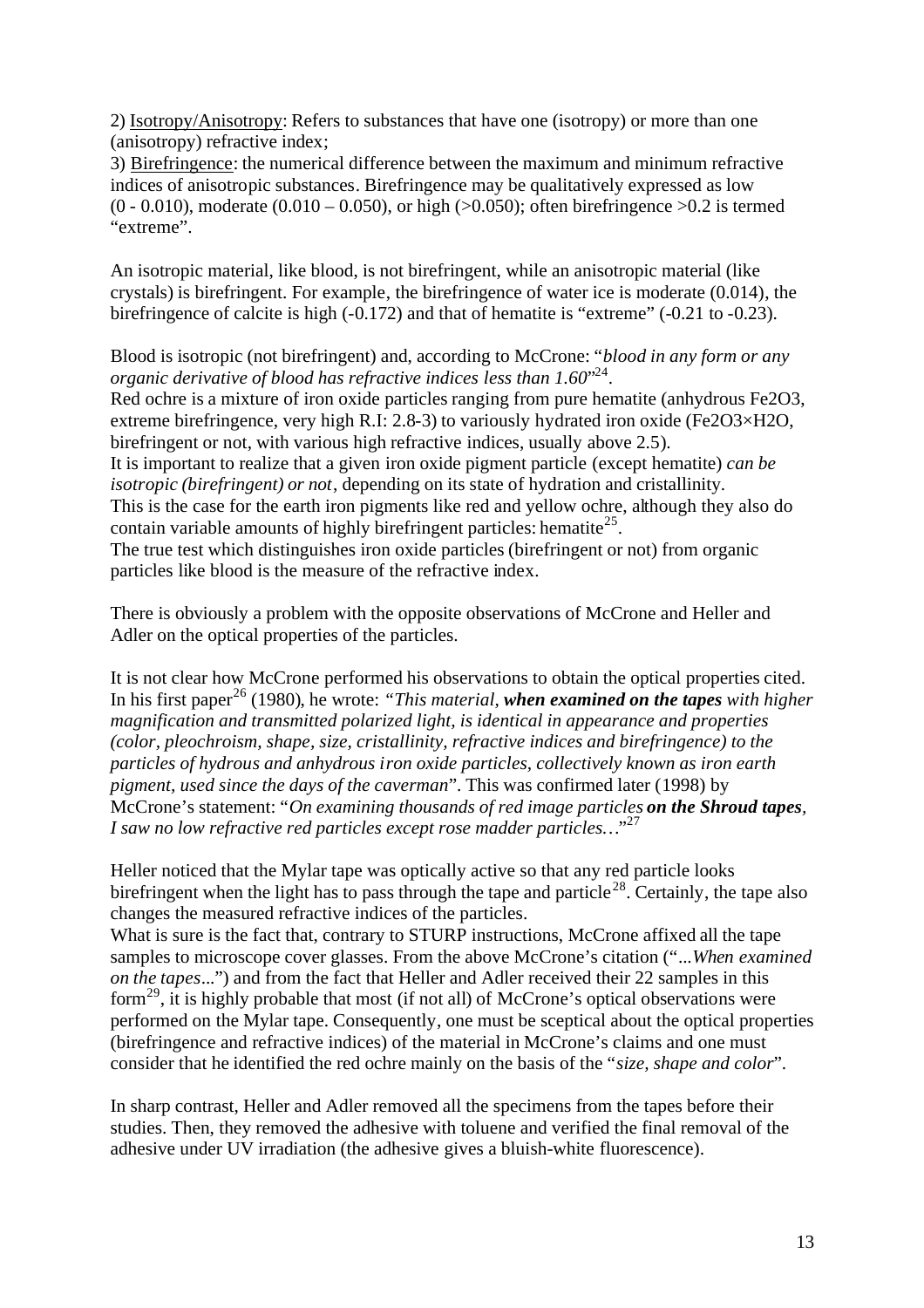2) Isotropy/Anisotropy: Refers to substances that have one (isotropy) or more than one (anisotropy) refractive index;

3) Birefringence: the numerical difference between the maximum and minimum refractive indices of anisotropic substances. Birefringence may be qualitatively expressed as low (0 - 0.010), moderate (0.010 – 0.050), or high (>0.050); often birefringence >0.2 is termed "extreme".

An isotropic material, like blood, is not birefringent, while an anisotropic material (like crystals) is birefringent. For example, the birefringence of water ice is moderate (0.014), the birefringence of calcite is high (-0.172) and that of hematite is "extreme" (-0.21 to -0.23).

Blood is isotropic (not birefringent) and, according to McCrone: "*blood in any form or any organic derivative of blood has refractive indices less than 1.60*"[24].

Red ochre is a mixture of iron oxide particles ranging from pure hematite (anhydrous $Fe_2O_3$, extreme birefringence, very high R.I: 2.8-3) to variously hydrated iron oxide ($Fe_2O_3 \times H_2O$, birefringent or not, with various high refractive indices, usually above 2.5).

It is important to realize that a given iron oxide pigment particle (except hematite) *can be isotropic (birefringent) or not*, depending on its state of hydration and cristallinity.

This is the case for the earth iron pigments like red and yellow ochre, although they also do contain variable amounts of highly birefringent particles: hematite[25].

The true test which distinguishes iron oxide particles (birefringent or not) from organic particles like blood is the measure of the refractive index.

There is obviously a problem with the opposite observations of McCrone and Heller and Adler on the optical properties of the particles.

It is not clear how McCrone performed his observations to obtain the optical properties cited. In his first paper[26] (1980), he wrote: *"This material, **when examined on the tapes** with higher magnification and transmitted polarized light, is identical in appearance and properties (color, pleochroism, shape, size, cristallinity, refractive indices and birefringence) to the particles of hydrous and anhydrous iron oxide particles, collectively known as iron earth pigment, used since the days of the caveman*". This was confirmed later (1998) by McCrone's statement: "*On examining thousands of red image particles **on the Shroud tapes**, I saw no low refractive red particles except rose madder particles…*"[27]

Heller noticed that the Mylar tape was optically active so that any red particle looks birefringent when the light has to pass through the tape and particle[28]. Certainly, the tape also changes the measured refractive indices of the particles.

What is sure is the fact that, contrary to STURP instructions, McCrone affixed all the tape samples to microscope cover glasses. From the above McCrone's citation ("...*When examined on the tapes*...") and from the fact that Heller and Adler received their 22 samples in this form[29], it is highly probable that most (if not all) of McCrone's optical observations were performed on the Mylar tape. Consequently, one must be sceptical about the optical properties (birefringence and refractive indices) of the material in McCrone's claims and one must consider that he identified the red ochre mainly on the basis of the "*size, shape and color*".

In sharp contrast, Heller and Adler removed all the specimens from the tapes before their studies. Then, they removed the adhesive with toluene and verified the final removal of the adhesive under UV irradiation (the adhesive gives a bluish-white fluorescence).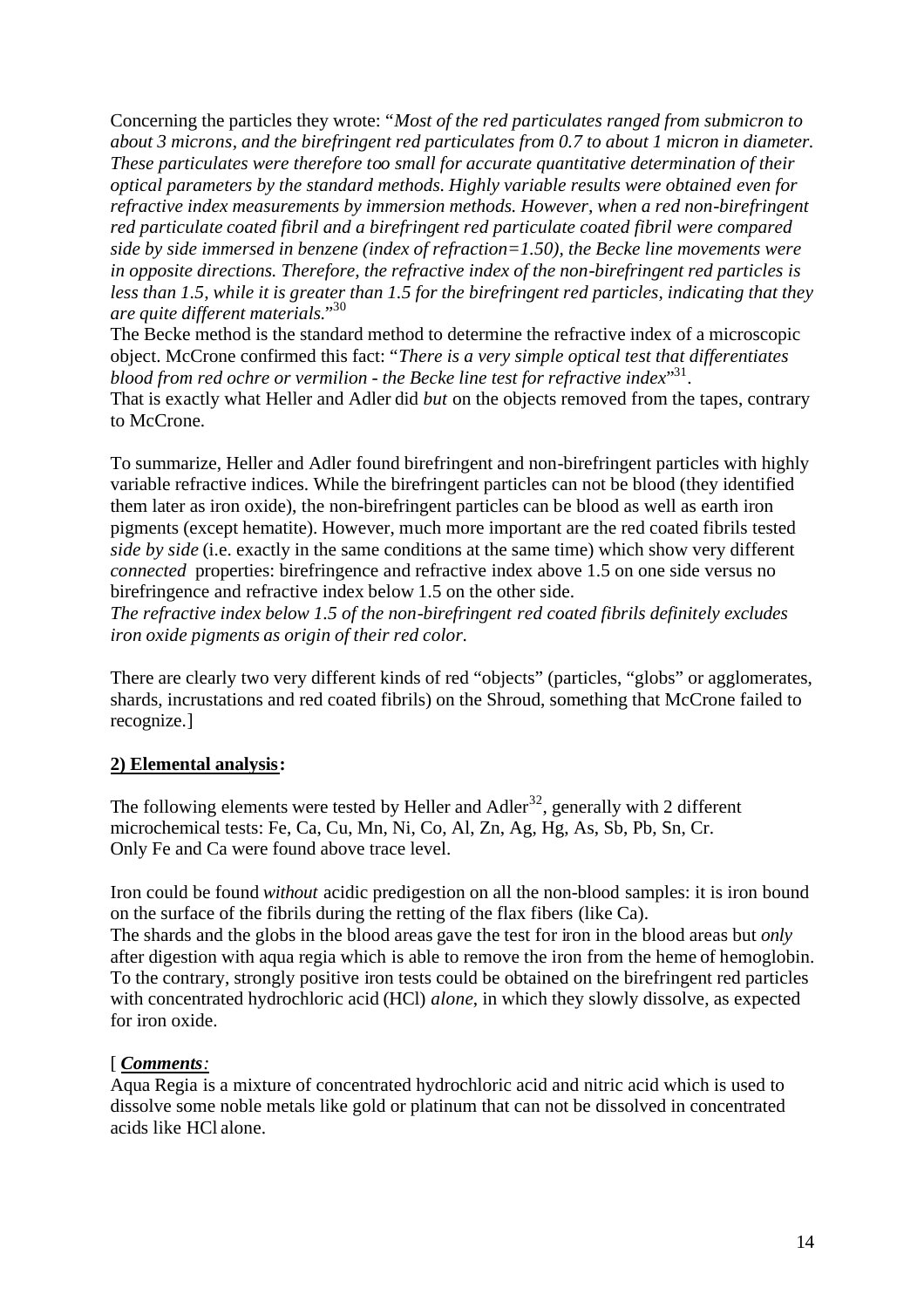Concerning the particles they wrote: "*Most of the red particulates ranged from submicron to about 3 microns, and the birefringent red particulates from 0.7 to about 1 micron in diameter. These particulates were therefore too small for accurate quantitative determination of their optical parameters by the standard methods. Highly variable results were obtained even for refractive index measurements by immersion methods. However, when a red non-birefringent red particulate coated fibril and a birefringent red particulate coated fibril were compared side by side immersed in benzene (index of refraction=1.50), the Becke line movements were in opposite directions. Therefore, the refractive index of the non-birefringent red particles is less than 1.5, while it is greater than 1.5 for the birefringent red particles, indicating that they are quite different materials.*"[30]

The Becke method is the standard method to determine the refractive index of a microscopic object. McCrone confirmed this fact: "*There is a very simple optical test that differentiates blood from red ochre or vermilion - the Becke line test for refractive index*"[31].

That is exactly what Heller and Adler did *but* on the objects removed from the tapes, contrary to McCrone.

To summarize, Heller and Adler found birefringent and non-birefringent particles with highly variable refractive indices. While the birefringent particles can not be blood (they identified them later as iron oxide), the non-birefringent particles can be blood as well as earth iron pigments (except hematite). However, much more important are the red coated fibrils tested *side by side* (i.e. exactly in the same conditions at the same time) which show very different *connected* properties: birefringence and refractive index above 1.5 on one side versus no birefringence and refractive index below 1.5 on the other side.

*The refractive index below 1.5 of the non-birefringent red coated fibrils definitely excludes iron oxide pigments as origin of their red color.*

There are clearly two very different kinds of red "objects" (particles, "globs" or agglomerates, shards, incrustations and red coated fibrils) on the Shroud, something that McCrone failed to recognize.]

**2) Elemental analysis:**

The following elements were tested by Heller and Adler[32], generally with 2 different microchemical tests: Fe, Ca, Cu, Mn, Ni, Co, Al, Zn, Ag, Hg, As, Sb, Pb, Sn, Cr.
Only Fe and Ca were found above trace level.

Iron could be found *without* acidic predigestion on all the non-blood samples: it is iron bound on the surface of the fibrils during the retting of the flax fibers (like Ca).

The shards and the globs in the blood areas gave the test for iron in the blood areas but *only* after digestion with aqua regia which is able to remove the iron from the heme of hemoglobin. To the contrary, strongly positive iron tests could be obtained on the birefringent red particles with concentrated hydrochloric acid (HCl) *alone*, in which they slowly dissolve, as expected for iron oxide.

[ ***Comments:***

Aqua Regia is a mixture of concentrated hydrochloric acid and nitric acid which is used to dissolve some noble metals like gold or platinum that can not be dissolved in concentrated acids like HCl alone.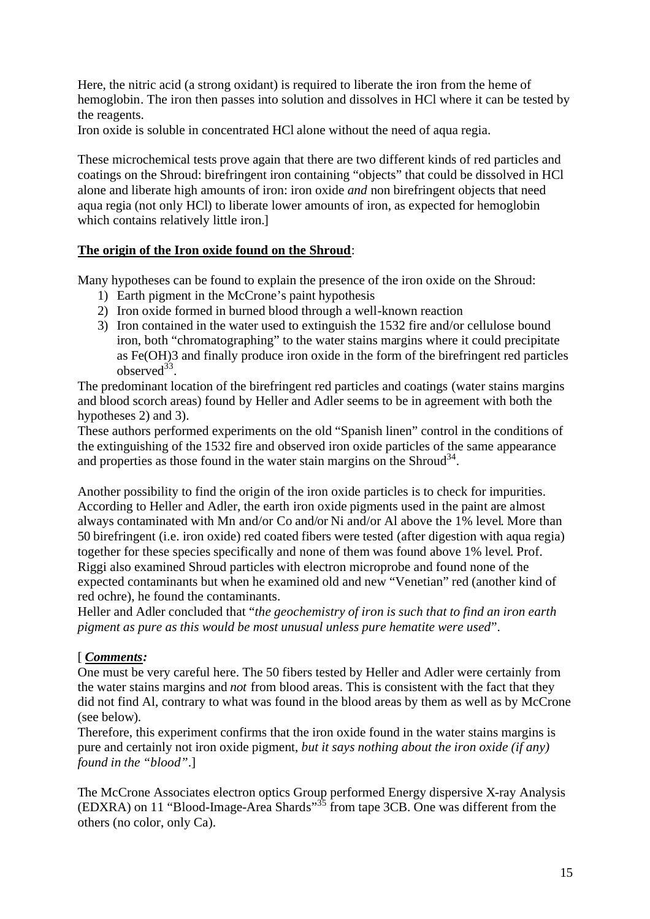Here, the nitric acid (a strong oxidant) is required to liberate the iron from the heme of hemoglobin. The iron then passes into solution and dissolves in HCl where it can be tested by the reagents.
Iron oxide is soluble in concentrated HCl alone without the need of aqua regia.

These microchemical tests prove again that there are two different kinds of red particles and coatings on the Shroud: birefringent iron containing "objects" that could be dissolved in HCl alone and liberate high amounts of iron: iron oxide *and* non birefringent objects that need aqua regia (not only HCl) to liberate lower amounts of iron, as expected for hemoglobin which contains relatively little iron.]

**The origin of the Iron oxide found on the Shroud**:

Many hypotheses can be found to explain the presence of the iron oxide on the Shroud:

1) Earth pigment in the McCrone's paint hypothesis
2) Iron oxide formed in burned blood through a well-known reaction
3) Iron contained in the water used to extinguish the 1532 fire and/or cellulose bound iron, both "chromatographing" to the water stains margins where it could precipitate as $Fe(OH)_3$ and finally produce iron oxide in the form of the birefringent red particles observed[33].

The predominant location of the birefringent red particles and coatings (water stains margins and blood scorch areas) found by Heller and Adler seems to be in agreement with both the hypotheses 2) and 3).
These authors performed experiments on the old "Spanish linen" control in the conditions of the extinguishing of the 1532 fire and observed iron oxide particles of the same appearance and properties as those found in the water stain margins on the Shroud[34].

Another possibility to find the origin of the iron oxide particles is to check for impurities. According to Heller and Adler, the earth iron oxide pigments used in the paint are almost always contaminated with Mn and/or Co and/or Ni and/or Al above the 1% level. More than 50 birefringent (i.e. iron oxide) red coated fibers were tested (after digestion with aqua regia) together for these species specifically and none of them was found above 1% level. Prof. Riggi also examined Shroud particles with electron microprobe and found none of the expected contaminants but when he examined old and new "Venetian" red (another kind of red ochre), he found the contaminants.
Heller and Adler concluded that "*the geochemistry of iron is such that to find an iron earth pigment as pure as this would be most unusual unless pure hematite were used*".

[ ***Comments:***
One must be very careful here. The 50 fibers tested by Heller and Adler were certainly from the water stains margins and *not* from blood areas. This is consistent with the fact that they did not find Al, contrary to what was found in the blood areas by them as well as by McCrone (see below).
Therefore, this experiment confirms that the iron oxide found in the water stains margins is pure and certainly not iron oxide pigment, *but it says nothing about the iron oxide (if any) found in the "blood"*.]

The McCrone Associates electron optics Group performed Energy dispersive X-ray Analysis (EDXRA) on 11 "Blood-Image-Area Shards"[35] from tape 3CB. One was different from the others (no color, only Ca).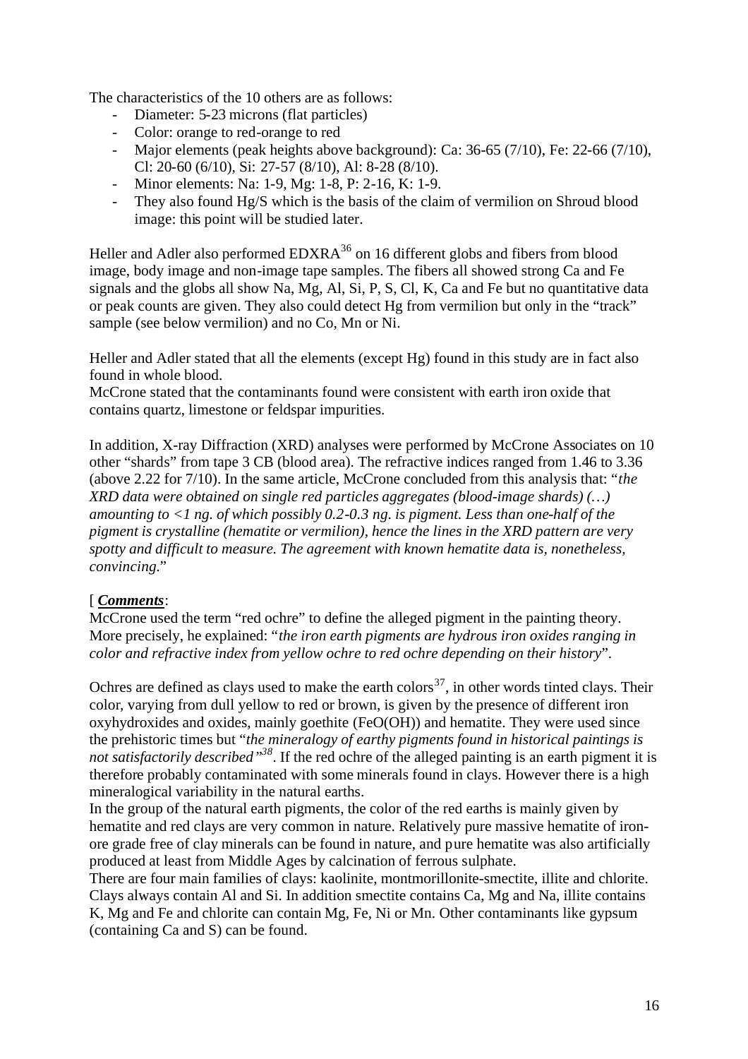The characteristics of the 10 others are as follows:

- Diameter: 5-23 microns (flat particles)
- Color: orange to red-orange to red
- Major elements (peak heights above background): Ca: 36-65 (7/10), Fe: 22-66 (7/10), Cl: 20-60 (6/10), Si: 27-57 (8/10), Al: 8-28 (8/10).
- Minor elements: Na: 1-9, Mg: 1-8, P: 2-16, K: 1-9.
- They also found Hg/S which is the basis of the claim of vermilion on Shroud blood image: this point will be studied later.

Heller and Adler also performed EDXRA[36] on 16 different globs and fibers from blood image, body image and non-image tape samples. The fibers all showed strong Ca and Fe signals and the globs all show Na, Mg, Al, Si, P, S, Cl, K, Ca and Fe but no quantitative data or peak counts are given. They also could detect Hg from vermilion but only in the "track" sample (see below vermilion) and no Co, Mn or Ni.

Heller and Adler stated that all the elements (except Hg) found in this study are in fact also found in whole blood.
McCrone stated that the contaminants found were consistent with earth iron oxide that contains quartz, limestone or feldspar impurities.

In addition, X-ray Diffraction (XRD) analyses were performed by McCrone Associates on 10 other "shards" from tape 3 CB (blood area). The refractive indices ranged from 1.46 to 3.36 (above 2.22 for 7/10). In the same article, McCrone concluded from this analysis that: "*the XRD data were obtained on single red particles aggregates (blood-image shards) (…) amounting to <1 ng. of which possibly 0.2-0.3 ng. is pigment. Less than one-half of the pigment is crystalline (hematite or vermilion), hence the lines in the XRD pattern are very spotty and difficult to measure. The agreement with known hematite data is, nonetheless, convincing.*"

[ ***Comments***:
McCrone used the term "red ochre" to define the alleged pigment in the painting theory. More precisely, he explained: "*the iron earth pigments are hydrous iron oxides ranging in color and refractive index from yellow ochre to red ochre depending on their history*".

Ochres are defined as clays used to make the earth colors[37], in other words tinted clays. Their color, varying from dull yellow to red or brown, is given by the presence of different iron oxyhydroxides and oxides, mainly goethite ($FeO(OH)$) and hematite. They were used since the prehistoric times but "*the mineralogy of earthy pigments found in historical paintings is not satisfactorily described*"[38]. If the red ochre of the alleged painting is an earth pigment it is therefore probably contaminated with some minerals found in clays. However there is a high mineralogical variability in the natural earths.
In the group of the natural earth pigments, the color of the red earths is mainly given by hematite and red clays are very common in nature. Relatively pure massive hematite of iron-ore grade free of clay minerals can be found in nature, and pure hematite was also artificially produced at least from Middle Ages by calcination of ferrous sulphate.
There are four main families of clays: kaolinite, montmorillonite-smectite, illite and chlorite. Clays always contain Al and Si. In addition smectite contains Ca, Mg and Na, illite contains K, Mg and Fe and chlorite can contain Mg, Fe, Ni or Mn. Other contaminants like gypsum (containing Ca and S) can be found.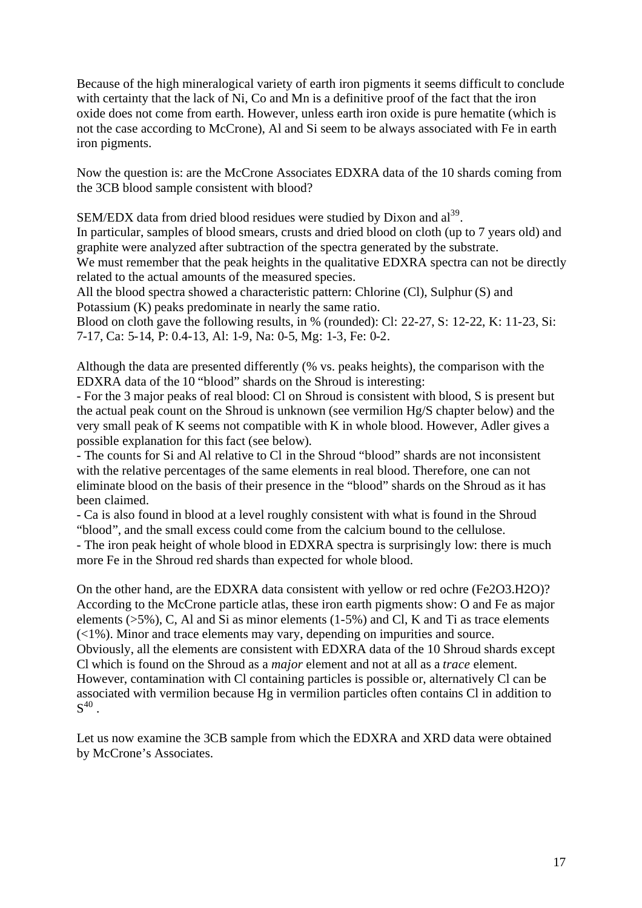Because of the high mineralogical variety of earth iron pigments it seems difficult to conclude with certainty that the lack of Ni, Co and Mn is a definitive proof of the fact that the iron oxide does not come from earth. However, unless earth iron oxide is pure hematite (which is not the case according to McCrone), Al and Si seem to be always associated with Fe in earth iron pigments.

Now the question is: are the McCrone Associates EDXRA data of the 10 shards coming from the 3CB blood sample consistent with blood?

SEM/EDX data from dried blood residues were studied by Dixon and al[39].
In particular, samples of blood smears, crusts and dried blood on cloth (up to 7 years old) and graphite were analyzed after subtraction of the spectra generated by the substrate.
We must remember that the peak heights in the qualitative EDXRA spectra can not be directly related to the actual amounts of the measured species.
All the blood spectra showed a characteristic pattern: Chlorine (Cl), Sulphur (S) and Potassium (K) peaks predominate in nearly the same ratio.
Blood on cloth gave the following results, in % (rounded): Cl: 22-27, S: 12-22, K: 11-23, Si: 7-17, Ca: 5-14, P: 0.4-13, Al: 1-9, Na: 0-5, Mg: 1-3, Fe: 0-2.

Although the data are presented differently (% vs. peaks heights), the comparison with the EDXRA data of the 10 "blood" shards on the Shroud is interesting:
- For the 3 major peaks of real blood: Cl on Shroud is consistent with blood, S is present but the actual peak count on the Shroud is unknown (see vermilion Hg/S chapter below) and the very small peak of K seems not compatible with K in whole blood. However, Adler gives a possible explanation for this fact (see below).
- The counts for Si and Al relative to Cl in the Shroud "blood" shards are not inconsistent with the relative percentages of the same elements in real blood. Therefore, one can not eliminate blood on the basis of their presence in the "blood" shards on the Shroud as it has been claimed.
- Ca is also found in blood at a level roughly consistent with what is found in the Shroud "blood", and the small excess could come from the calcium bound to the cellulose.
- The iron peak height of whole blood in EDXRA spectra is surprisingly low: there is much more Fe in the Shroud red shards than expected for whole blood.

On the other hand, are the EDXRA data consistent with yellow or red ochre ($Fe_2O_3.H_2O$)? According to the McCrone particle atlas, these iron earth pigments show: O and Fe as major elements (>5%), C, Al and Si as minor elements (1-5%) and Cl, K and Ti as trace elements (<1%). Minor and trace elements may vary, depending on impurities and source.
Obviously, all the elements are consistent with EDXRA data of the 10 Shroud shards except Cl which is found on the Shroud as a *major* element and not at all as a *trace* element.
However, contamination with Cl containing particles is possible or, alternatively Cl can be associated with vermilion because Hg in vermilion particles often contains Cl in addition to S[40].

Let us now examine the 3CB sample from which the EDXRA and XRD data were obtained by McCrone's Associates.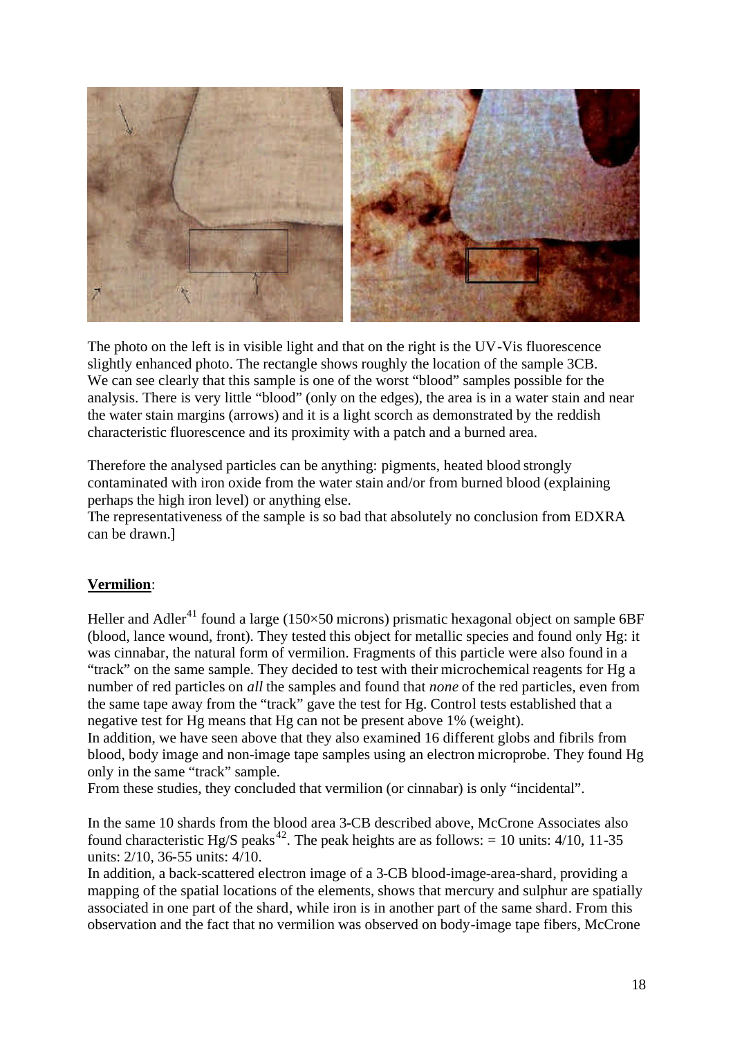The photo on the left is in visible light and that on the right is the UV-Vis fluorescence slightly enhanced photo. The rectangle shows roughly the location of the sample 3CB. We can see clearly that this sample is one of the worst “blood” samples possible for the analysis. There is very little “blood” (only on the edges), the area is in a water stain and near the water stain margins (arrows) and it is a light scorch as demonstrated by the reddish characteristic fluorescence and its proximity with a patch and a burned area.

Therefore the analysed particles can be anything: pigments, heated blood strongly contaminated with iron oxide from the water stain and/or from burned blood (explaining perhaps the high iron level) or anything else.
The representativeness of the sample is so bad that absolutely no conclusion from EDXRA can be drawn.]

**Vermilion**:

Heller and Adler[41] found a large (150×50 microns) prismatic hexagonal object on sample 6BF (blood, lance wound, front). They tested this object for metallic species and found only Hg: it was cinnabar, the natural form of vermilion. Fragments of this particle were also found in a “track” on the same sample. They decided to test with their microchemical reagents for Hg a number of red particles on *all* the samples and found that *none* of the red particles, even from the same tape away from the “track” gave the test for Hg. Control tests established that a negative test for Hg means that Hg can not be present above 1% (weight).
In addition, we have seen above that they also examined 16 different globs and fibrils from blood, body image and non-image tape samples using an electron microprobe. They found Hg only in the same “track” sample.
From these studies, they concluded that vermilion (or cinnabar) is only “incidental”.

In the same 10 shards from the blood area 3-CB described above, McCrone Associates also found characteristic Hg/S peaks[42]. The peak heights are as follows: = 10 units: 4/10, 11-35 units: 2/10, 36-55 units: 4/10.
In addition, a back-scattered electron image of a 3-CB blood-image-area-shard, providing a mapping of the spatial locations of the elements, shows that mercury and sulphur are spatially associated in one part of the shard, while iron is in another part of the same shard. From this observation and the fact that no vermilion was observed on body-image tape fibers, McCrone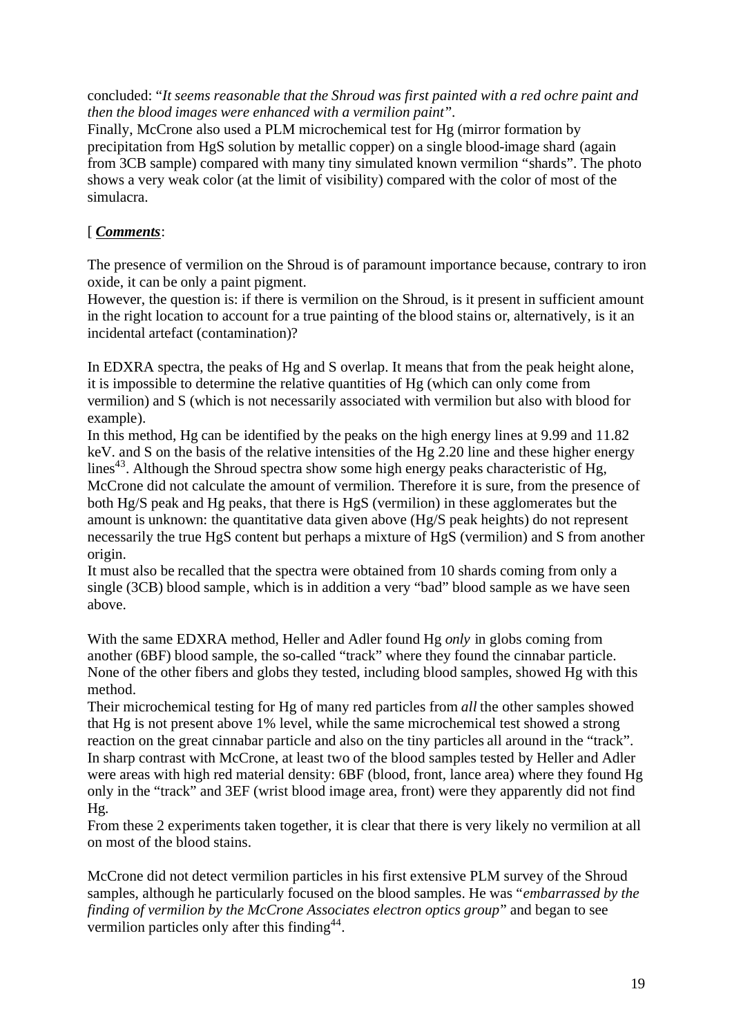concluded: "*It seems reasonable that the Shroud was first painted with a red ochre paint and then the blood images were enhanced with a vermilion paint*".
Finally, McCrone also used a PLM microchemical test for Hg (mirror formation by precipitation from HgS solution by metallic copper) on a single blood-image shard (again from 3CB sample) compared with many tiny simulated known vermilion "shards". The photo shows a very weak color (at the limit of visibility) compared with the color of most of the simulacra.

[ ***Comments***:

The presence of vermilion on the Shroud is of paramount importance because, contrary to iron oxide, it can be only a paint pigment.
However, the question is: if there is vermilion on the Shroud, is it present in sufficient amount in the right location to account for a true painting of the blood stains or, alternatively, is it an incidental artefact (contamination)?

In EDXRA spectra, the peaks of Hg and S overlap. It means that from the peak height alone, it is impossible to determine the relative quantities of Hg (which can only come from vermilion) and S (which is not necessarily associated with vermilion but also with blood for example).
In this method, Hg can be identified by the peaks on the high energy lines at 9.99 and 11.82 keV. and S on the basis of the relative intensities of the Hg 2.20 line and these higher energy lines[43]. Although the Shroud spectra show some high energy peaks characteristic of Hg, McCrone did not calculate the amount of vermilion. Therefore it is sure, from the presence of both Hg/S peak and Hg peaks, that there is HgS (vermilion) in these agglomerates but the amount is unknown: the quantitative data given above (Hg/S peak heights) do not represent necessarily the true HgS content but perhaps a mixture of HgS (vermilion) and S from another origin.
It must also be recalled that the spectra were obtained from 10 shards coming from only a single (3CB) blood sample, which is in addition a very "bad" blood sample as we have seen above.

With the same EDXRA method, Heller and Adler found Hg *only* in globs coming from another (6BF) blood sample, the so-called "track" where they found the cinnabar particle. None of the other fibers and globs they tested, including blood samples, showed Hg with this method.
Their microchemical testing for Hg of many red particles from *all* the other samples showed that Hg is not present above 1% level, while the same microchemical test showed a strong reaction on the great cinnabar particle and also on the tiny particles all around in the "track".
In sharp contrast with McCrone, at least two of the blood samples tested by Heller and Adler were areas with high red material density: 6BF (blood, front, lance area) where they found Hg only in the "track" and 3EF (wrist blood image area, front) were they apparently did not find Hg.
From these 2 experiments taken together, it is clear that there is very likely no vermilion at all on most of the blood stains.

McCrone did not detect vermilion particles in his first extensive PLM survey of the Shroud samples, although he particularly focused on the blood samples. He was "*embarrassed by the finding of vermilion by the McCrone Associates electron optics group*" and began to see vermilion particles only after this finding[44].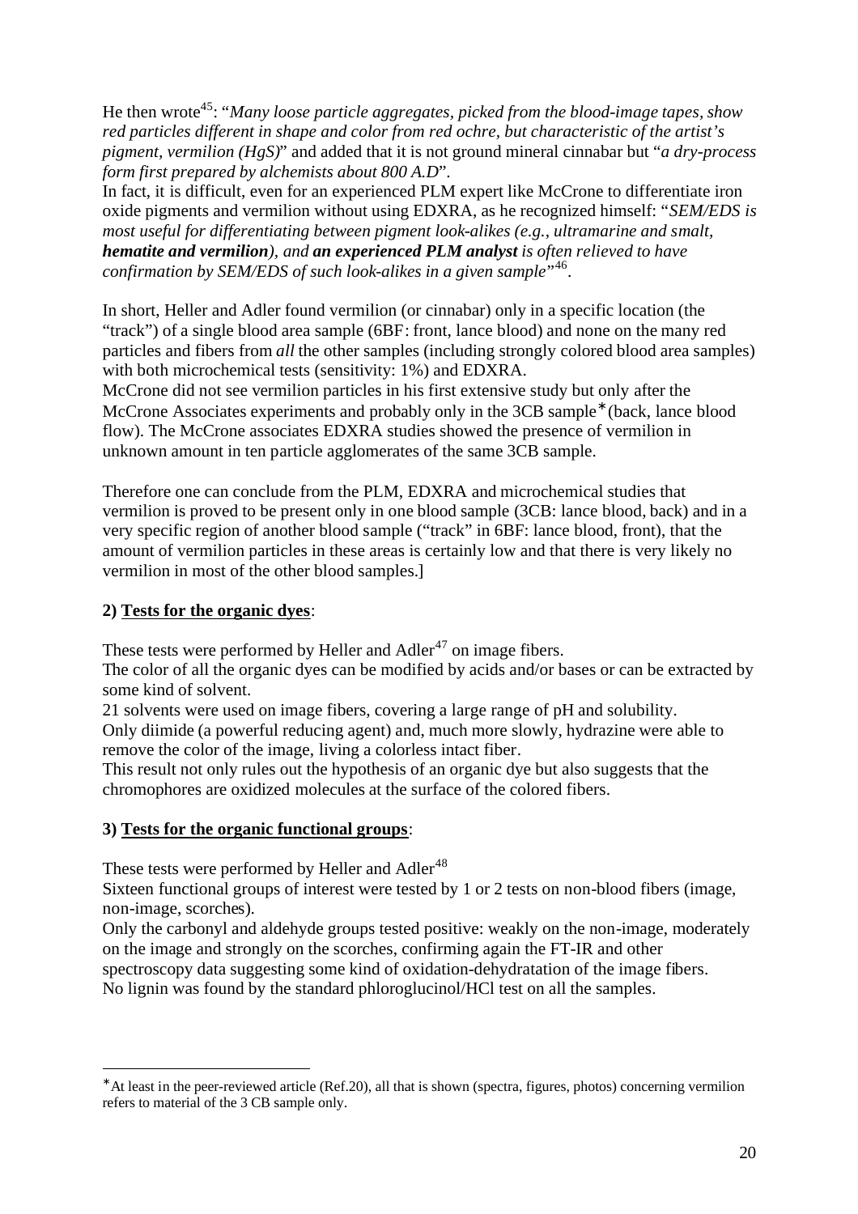He then wrote[45]: "*Many loose particle aggregates, picked from the blood-image tapes, show red particles different in shape and color from red ochre, but characteristic of the artist's pigment, vermilion (HgS)*" and added that it is not ground mineral cinnabar but "*a dry-process form first prepared by alchemists about 800 A.D*".
In fact, it is difficult, even for an experienced PLM expert like McCrone to differentiate iron oxide pigments and vermilion without using EDXRA, as he recognized himself: "*SEM/EDS is most useful for differentiating between pigment look-alikes (e.g., ultramarine and smalt,* ***hematite and vermilion****), and* ***an experienced PLM analyst*** *is often relieved to have confirmation by SEM/EDS of such look-alikes in a given sample*"[46].

In short, Heller and Adler found vermilion (or cinnabar) only in a specific location (the "track") of a single blood area sample (6BF: front, lance blood) and none on the many red particles and fibers from *all* the other samples (including strongly colored blood area samples) with both microchemical tests (sensitivity: 1%) and EDXRA.
McCrone did not see vermilion particles in his first extensive study but only after the McCrone Associates experiments and probably only in the 3CB sample* (back, lance blood flow). The McCrone associates EDXRA studies showed the presence of vermilion in unknown amount in ten particle agglomerates of the same 3CB sample.

Therefore one can conclude from the PLM, EDXRA and microchemical studies that vermilion is proved to be present only in one blood sample (3CB: lance blood, back) and in a very specific region of another blood sample ("track" in 6BF: lance blood, front), that the amount of vermilion particles in these areas is certainly low and that there is very likely no vermilion in most of the other blood samples.]

**2) Tests for the organic dyes**:

These tests were performed by Heller and Adler[47] on image fibers.
The color of all the organic dyes can be modified by acids and/or bases or can be extracted by some kind of solvent.
21 solvents were used on image fibers, covering a large range of pH and solubility.
Only diimide (a powerful reducing agent) and, much more slowly, hydrazine were able to remove the color of the image, living a colorless intact fiber.
This result not only rules out the hypothesis of an organic dye but also suggests that the chromophores are oxidized molecules at the surface of the colored fibers.

**3) Tests for the organic functional groups**:

These tests were performed by Heller and Adler[48]
Sixteen functional groups of interest were tested by 1 or 2 tests on non-blood fibers (image, non-image, scorches).
Only the carbonyl and aldehyde groups tested positive: weakly on the non-image, moderately on the image and strongly on the scorches, confirming again the FT-IR and other spectroscopy data suggesting some kind of oxidation-dehydratation of the image fibers.
No lignin was found by the standard phloroglucinol/HCl test on all the samples.

---

*At least in the peer-reviewed article (Ref.20), all that is shown (spectra, figures, photos) concerning vermilion refers to material of the 3 CB sample only.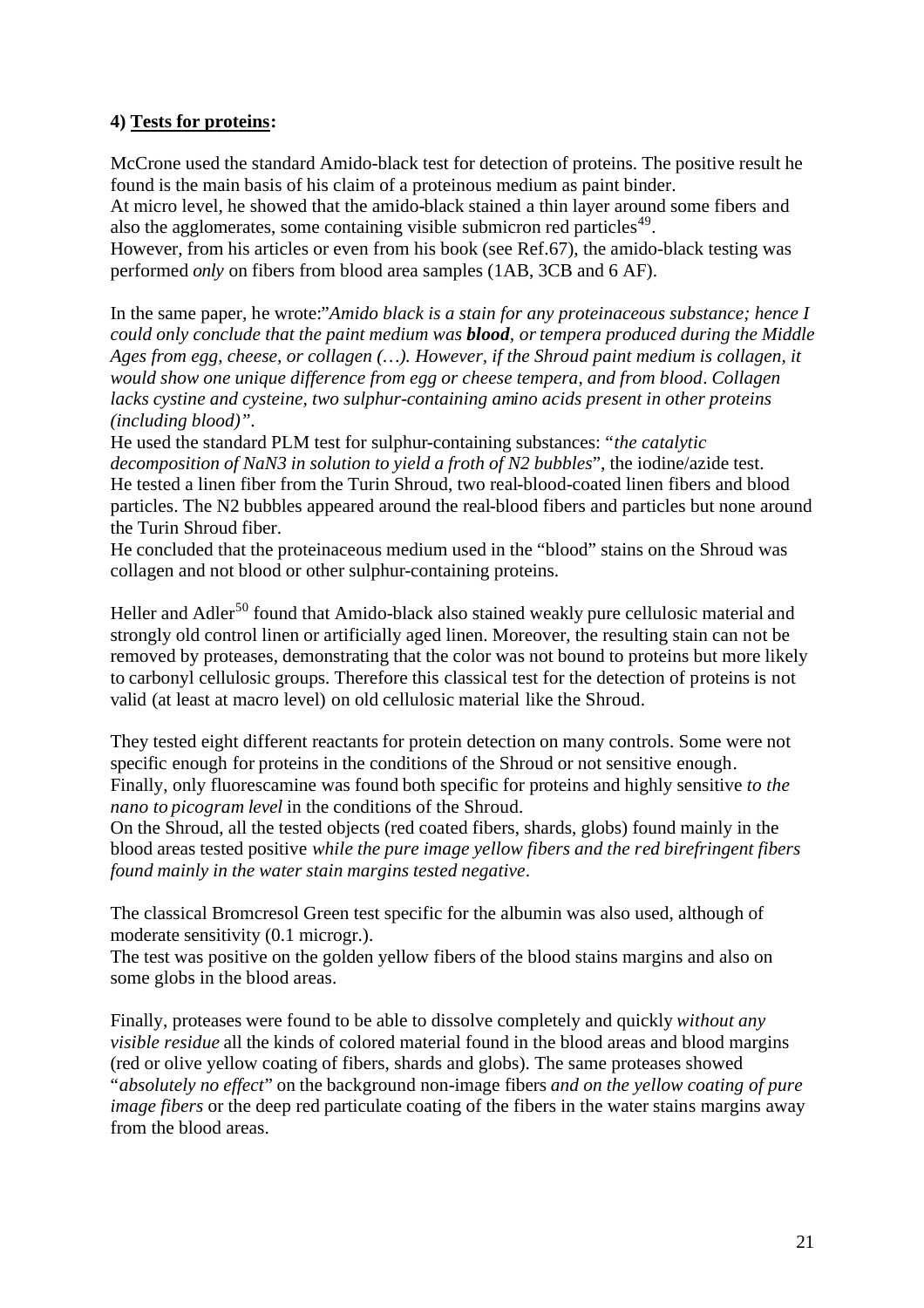**4) <u>Tests for proteins</u>:**

McCrone used the standard Amido-black test for detection of proteins. The positive result he found is the main basis of his claim of a proteinous medium as paint binder.
At micro level, he showed that the amido-black stained a thin layer around some fibers and also the agglomerates, some containing visible submicron red particles[49].
However, from his articles or even from his book (see Ref.67), the amido-black testing was performed *only* on fibers from blood area samples (1AB, 3CB and 6 AF).

In the same paper, he wrote:"*Amido black is a stain for any proteinaceous substance; hence I could only conclude that the paint medium was **blood**, or tempera produced during the Middle Ages from egg, cheese, or collagen (…). However, if the Shroud paint medium is collagen, it would show one unique difference from egg or cheese tempera, and from blood. Collagen lacks cystine and cysteine, two sulphur-containing amino acids present in other proteins (including blood)"*.
He used the standard PLM test for sulphur-containing substances: "*the catalytic decomposition of $NaN_3$ in solution to yield a froth of $N_2$ bubbles*", the iodine/azide test.
He tested a linen fiber from the Turin Shroud, two real-blood-coated linen fibers and blood particles. The $N_2$ bubbles appeared around the real-blood fibers and particles but none around the Turin Shroud fiber.
He concluded that the proteinaceous medium used in the "blood" stains on the Shroud was collagen and not blood or other sulphur-containing proteins.

Heller and Adler[50] found that Amido-black also stained weakly pure cellulosic material and strongly old control linen or artificially aged linen. Moreover, the resulting stain can not be removed by proteases, demonstrating that the color was not bound to proteins but more likely to carbonyl cellulosic groups. Therefore this classical test for the detection of proteins is not valid (at least at macro level) on old cellulosic material like the Shroud.

They tested eight different reactants for protein detection on many controls. Some were not specific enough for proteins in the conditions of the Shroud or not sensitive enough.
Finally, only fluorescamine was found both specific for proteins and highly sensitive *to the nano to picogram level* in the conditions of the Shroud.
On the Shroud, all the tested objects (red coated fibers, shards, globs) found mainly in the blood areas tested positive *while the pure image yellow fibers and the red birefringent fibers found mainly in the water stain margins tested negative*.

The classical Bromcresol Green test specific for the albumin was also used, although of moderate sensitivity (0.1 microgr.).
The test was positive on the golden yellow fibers of the blood stains margins and also on some globs in the blood areas.

Finally, proteases were found to be able to dissolve completely and quickly *without any visible residue* all the kinds of colored material found in the blood areas and blood margins (red or olive yellow coating of fibers, shards and globs). The same proteases showed "*absolutely no effect*" on the background non-image fibers *and on the yellow coating of pure image fibers* or the deep red particulate coating of the fibers in the water stains margins away from the blood areas.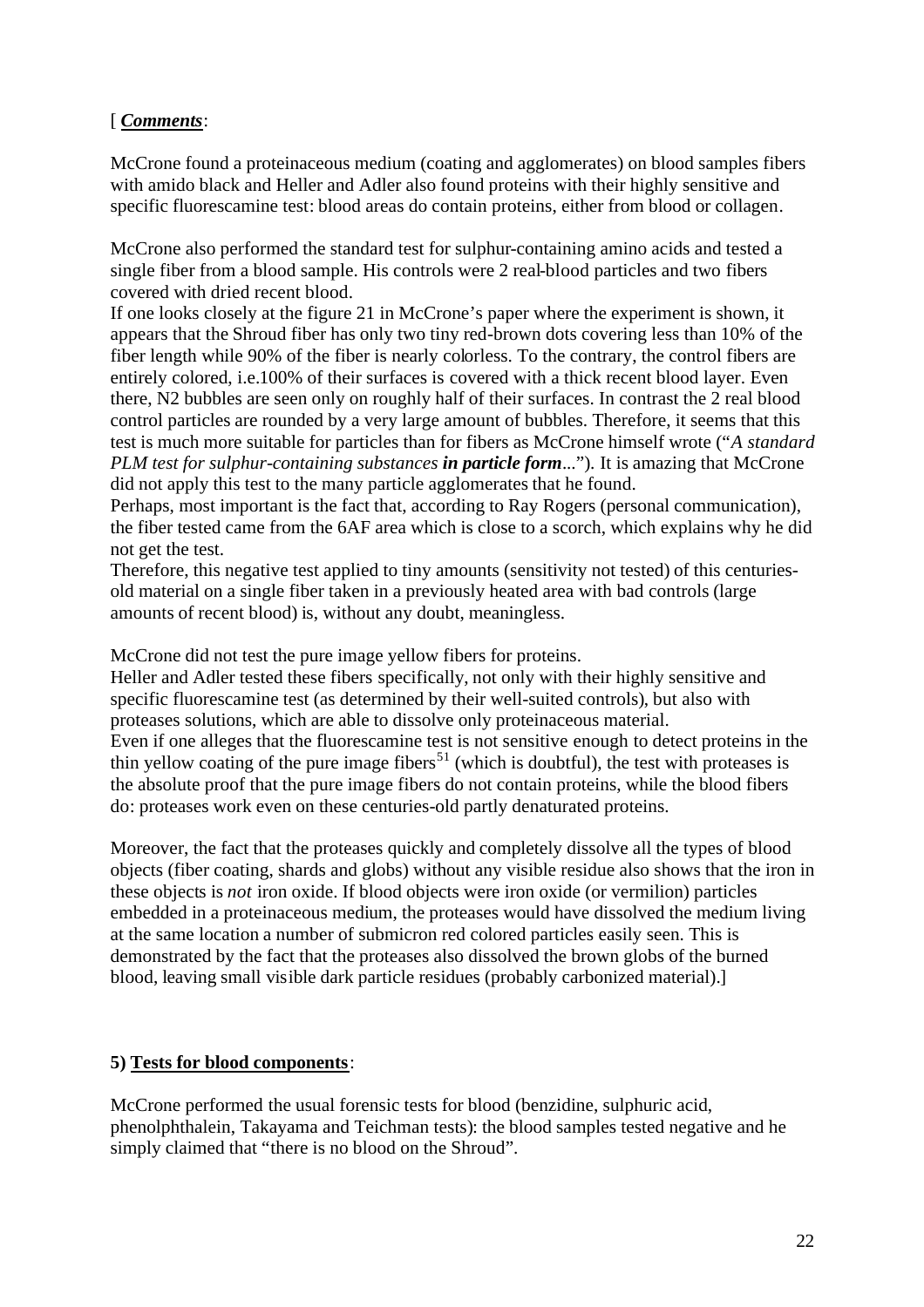[ ***Comments***:

McCrone found a proteinaceous medium (coating and agglomerates) on blood samples fibers with amido black and Heller and Adler also found proteins with their highly sensitive and specific fluorescamine test: blood areas do contain proteins, either from blood or collagen.

McCrone also performed the standard test for sulphur-containing amino acids and tested a single fiber from a blood sample. His controls were 2 real-blood particles and two fibers covered with dried recent blood.
If one looks closely at the figure 21 in McCrone's paper where the experiment is shown, it appears that the Shroud fiber has only two tiny red-brown dots covering less than 10% of the fiber length while 90% of the fiber is nearly colorless. To the contrary, the control fibers are entirely colored, i.e.100% of their surfaces is covered with a thick recent blood layer. Even there, N2 bubbles are seen only on roughly half of their surfaces. In contrast the 2 real blood control particles are rounded by a very large amount of bubbles. Therefore, it seems that this test is much more suitable for particles than for fibers as McCrone himself wrote ("*A standard PLM test for sulphur-containing substances **in particle form**...*"). It is amazing that McCrone did not apply this test to the many particle agglomerates that he found.
Perhaps, most important is the fact that, according to Ray Rogers (personal communication), the fiber tested came from the 6AF area which is close to a scorch, which explains why he did not get the test.
Therefore, this negative test applied to tiny amounts (sensitivity not tested) of this centuries-old material on a single fiber taken in a previously heated area with bad controls (large amounts of recent blood) is, without any doubt, meaningless.

McCrone did not test the pure image yellow fibers for proteins.
Heller and Adler tested these fibers specifically, not only with their highly sensitive and specific fluorescamine test (as determined by their well-suited controls), but also with proteases solutions, which are able to dissolve only proteinaceous material.
Even if one alleges that the fluorescamine test is not sensitive enough to detect proteins in the thin yellow coating of the pure image fibers[51] (which is doubtful), the test with proteases is the absolute proof that the pure image fibers do not contain proteins, while the blood fibers do: proteases work even on these centuries-old partly denaturated proteins.

Moreover, the fact that the proteases quickly and completely dissolve all the types of blood objects (fiber coating, shards and globs) without any visible residue also shows that the iron in these objects is *not* iron oxide. If blood objects were iron oxide (or vermilion) particles embedded in a proteinaceous medium, the proteases would have dissolved the medium living at the same location a number of submicron red colored particles easily seen. This is demonstrated by the fact that the proteases also dissolved the brown globs of the burned blood, leaving small visible dark particle residues (probably carbonized material).]

**5) <u>Tests for blood components</u>**:

McCrone performed the usual forensic tests for blood (benzidine, sulphuric acid, phenolphthalein, Takayama and Teichman tests): the blood samples tested negative and he simply claimed that "there is no blood on the Shroud".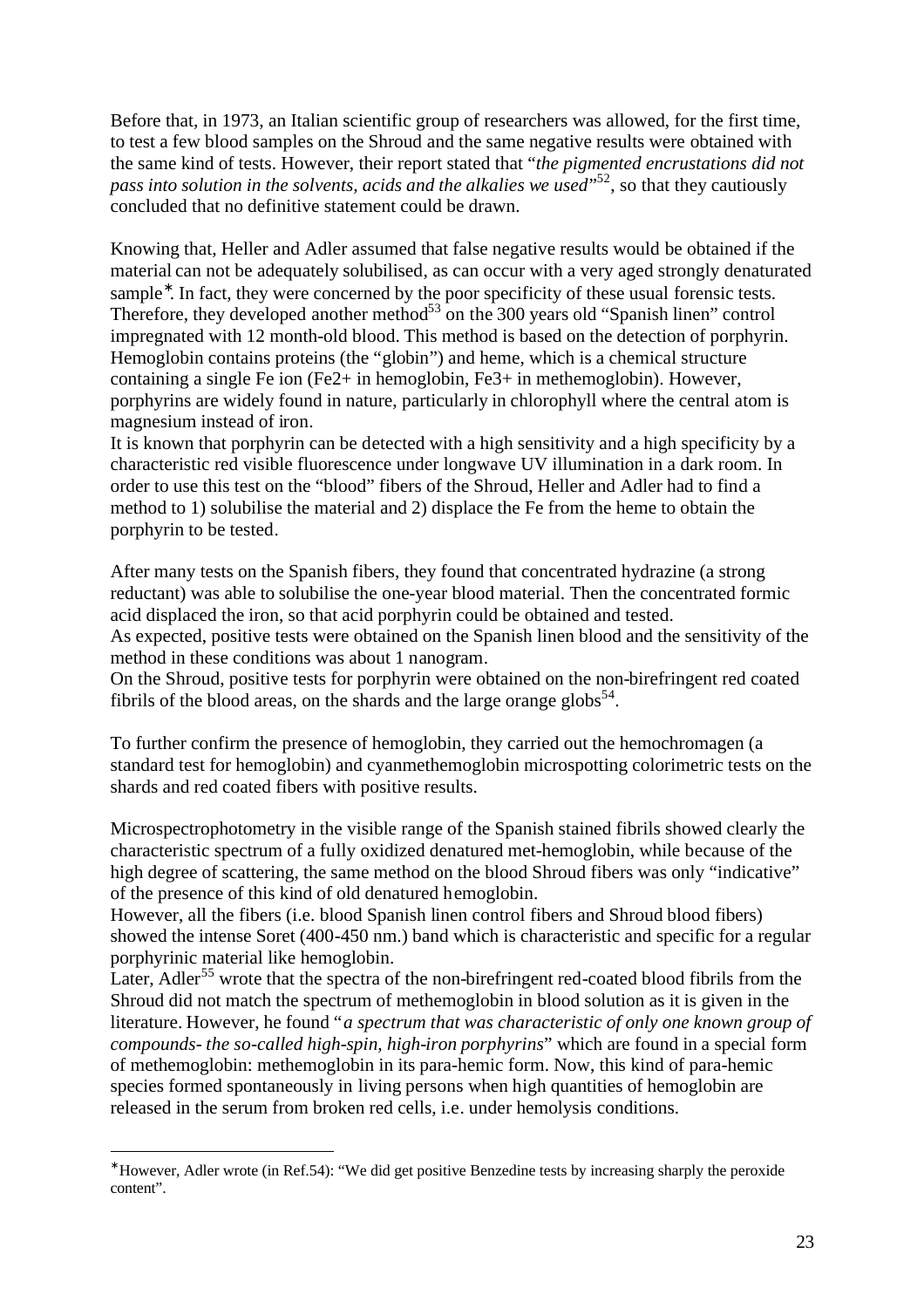Before that, in 1973, an Italian scientific group of researchers was allowed, for the first time, to test a few blood samples on the Shroud and the same negative results were obtained with the same kind of tests. However, their report stated that "*the pigmented encrustations did not pass into solution in the solvents, acids and the alkalies we used*"[52], so that they cautiously concluded that no definitive statement could be drawn.

Knowing that, Heller and Adler assumed that false negative results would be obtained if the material can not be adequately solubilised, as can occur with a very aged strongly denaturated sample*. In fact, they were concerned by the poor specificity of these usual forensic tests. Therefore, they developed another method[53] on the 300 years old "Spanish linen" control impregnated with 12 month-old blood. This method is based on the detection of porphyrin. Hemoglobin contains proteins (the "globin") and heme, which is a chemical structure containing a single Fe ion ($Fe^{2+}$ in hemoglobin, $Fe^{3+}$ in methemoglobin). However, porphyrins are widely found in nature, particularly in chlorophyll where the central atom is magnesium instead of iron.
It is known that porphyrin can be detected with a high sensitivity and a high specificity by a characteristic red visible fluorescence under longwave UV illumination in a dark room. In order to use this test on the "blood" fibers of the Shroud, Heller and Adler had to find a method to 1) solubilise the material and 2) displace the Fe from the heme to obtain the porphyrin to be tested.

After many tests on the Spanish fibers, they found that concentrated hydrazine (a strong reductant) was able to solubilise the one-year blood material. Then the concentrated formic acid displaced the iron, so that acid porphyrin could be obtained and tested.
As expected, positive tests were obtained on the Spanish linen blood and the sensitivity of the method in these conditions was about 1 nanogram.
On the Shroud, positive tests for porphyrin were obtained on the non-birefringent red coated fibrils of the blood areas, on the shards and the large orange globs[54].

To further confirm the presence of hemoglobin, they carried out the hemochromagen (a standard test for hemoglobin) and cyanmethemoglobin microspotting colorimetric tests on the shards and red coated fibers with positive results.

Microspectrophotometry in the visible range of the Spanish stained fibrils showed clearly the characteristic spectrum of a fully oxidized denatured met-hemoglobin, while because of the high degree of scattering, the same method on the blood Shroud fibers was only "indicative" of the presence of this kind of old denatured hemoglobin.
However, all the fibers (i.e. blood Spanish linen control fibers and Shroud blood fibers) showed the intense Soret (400-450 nm.) band which is characteristic and specific for a regular porphyrinic material like hemoglobin.
Later, Adler[55] wrote that the spectra of the non-birefringent red-coated blood fibrils from the Shroud did not match the spectrum of methemoglobin in blood solution as it is given in the literature. However, he found "*a spectrum that was characteristic of only one known group of compounds- the so-called high-spin, high-iron porphyrins*" which are found in a special form of methemoglobin: methemoglobin in its para-hemic form. Now, this kind of para-hemic species formed spontaneously in living persons when high quantities of hemoglobin are released in the serum from broken red cells, i.e. under hemolysis conditions.

---

* However, Adler wrote (in Ref.54): "We did get positive Benzedine tests by increasing sharply the peroxide content".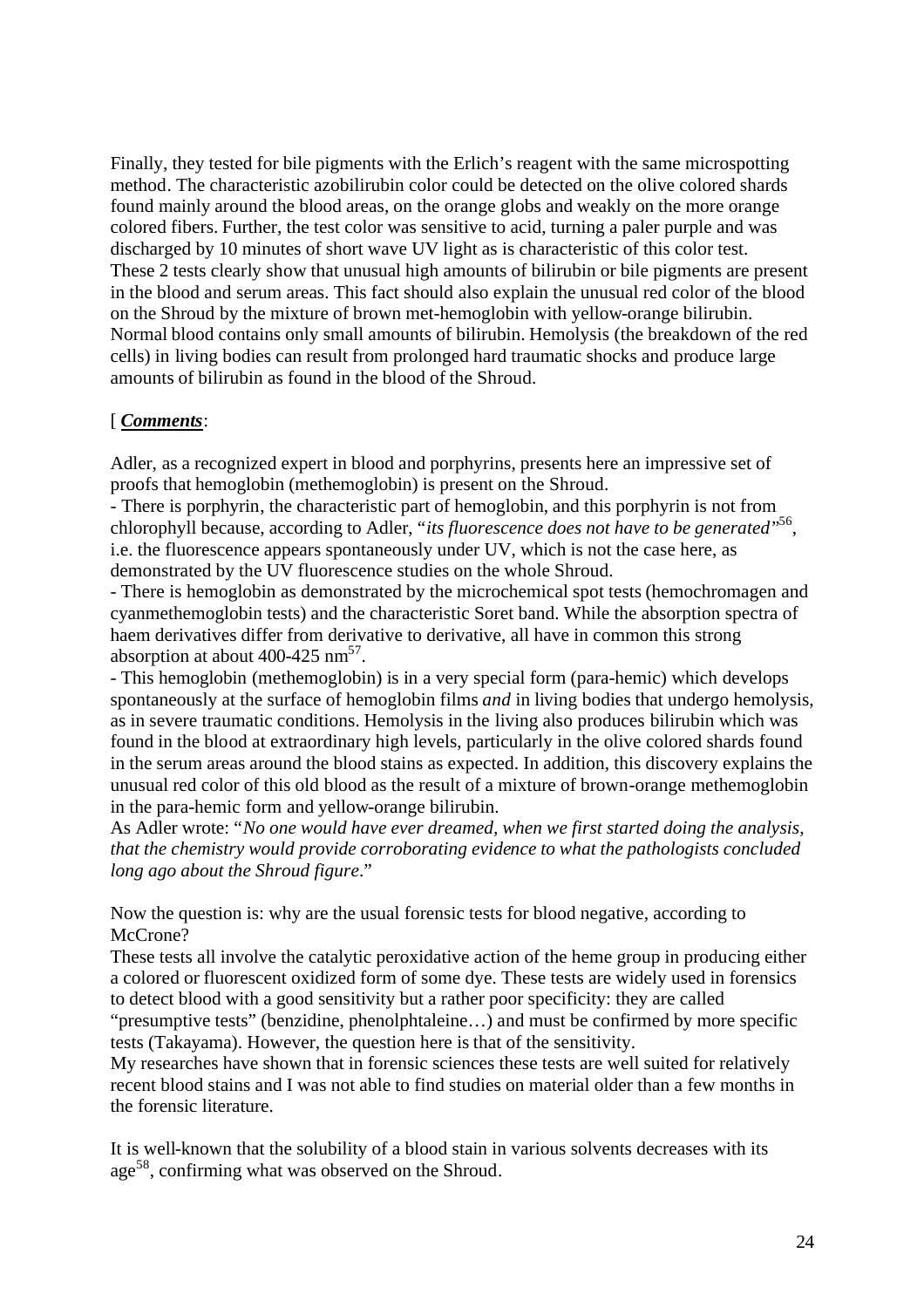Finally, they tested for bile pigments with the Erlich's reagent with the same microspotting method. The characteristic azobilirubin color could be detected on the olive colored shards found mainly around the blood areas, on the orange globs and weakly on the more orange colored fibers. Further, the test color was sensitive to acid, turning a paler purple and was discharged by 10 minutes of short wave UV light as is characteristic of this color test. These 2 tests clearly show that unusual high amounts of bilirubin or bile pigments are present in the blood and serum areas. This fact should also explain the unusual red color of the blood on the Shroud by the mixture of brown met-hemoglobin with yellow-orange bilirubin. Normal blood contains only small amounts of bilirubin. Hemolysis (the breakdown of the red cells) in living bodies can result from prolonged hard traumatic shocks and produce large amounts of bilirubin as found in the blood of the Shroud.

[ ***Comments***:

Adler, as a recognized expert in blood and porphyrins, presents here an impressive set of proofs that hemoglobin (methemoglobin) is present on the Shroud.

- There is porphyrin, the characteristic part of hemoglobin, and this porphyrin is not from chlorophyll because, according to Adler, "*its fluorescence does not have to be generated*"[56], i.e. the fluorescence appears spontaneously under UV, which is not the case here, as demonstrated by the UV fluorescence studies on the whole Shroud.
- There is hemoglobin as demonstrated by the microchemical spot tests (hemochromagen and cyanmethemoglobin tests) and the characteristic Soret band. While the absorption spectra of haem derivatives differ from derivative to derivative, all have in common this strong absorption at about 400-425 nm[57].
- This hemoglobin (methemoglobin) is in a very special form (para-hemic) which develops spontaneously at the surface of hemoglobin films *and* in living bodies that undergo hemolysis, as in severe traumatic conditions. Hemolysis in the living also produces bilirubin which was found in the blood at extraordinary high levels, particularly in the olive colored shards found in the serum areas around the blood stains as expected. In addition, this discovery explains the unusual red color of this old blood as the result of a mixture of brown-orange methemoglobin in the para-hemic form and yellow-orange bilirubin.

As Adler wrote: "*No one would have ever dreamed, when we first started doing the analysis, that the chemistry would provide corroborating evidence to what the pathologists concluded long ago about the Shroud figure*."

Now the question is: why are the usual forensic tests for blood negative, according to McCrone?

These tests all involve the catalytic peroxidative action of the heme group in producing either a colored or fluorescent oxidized form of some dye. These tests are widely used in forensics to detect blood with a good sensitivity but a rather poor specificity: they are called "presumptive tests" (benzidine, phenolphtaleine…) and must be confirmed by more specific tests (Takayama). However, the question here is that of the sensitivity.

My researches have shown that in forensic sciences these tests are well suited for relatively recent blood stains and I was not able to find studies on material older than a few months in the forensic literature.

It is well-known that the solubility of a blood stain in various solvents decreases with its age[58], confirming what was observed on the Shroud.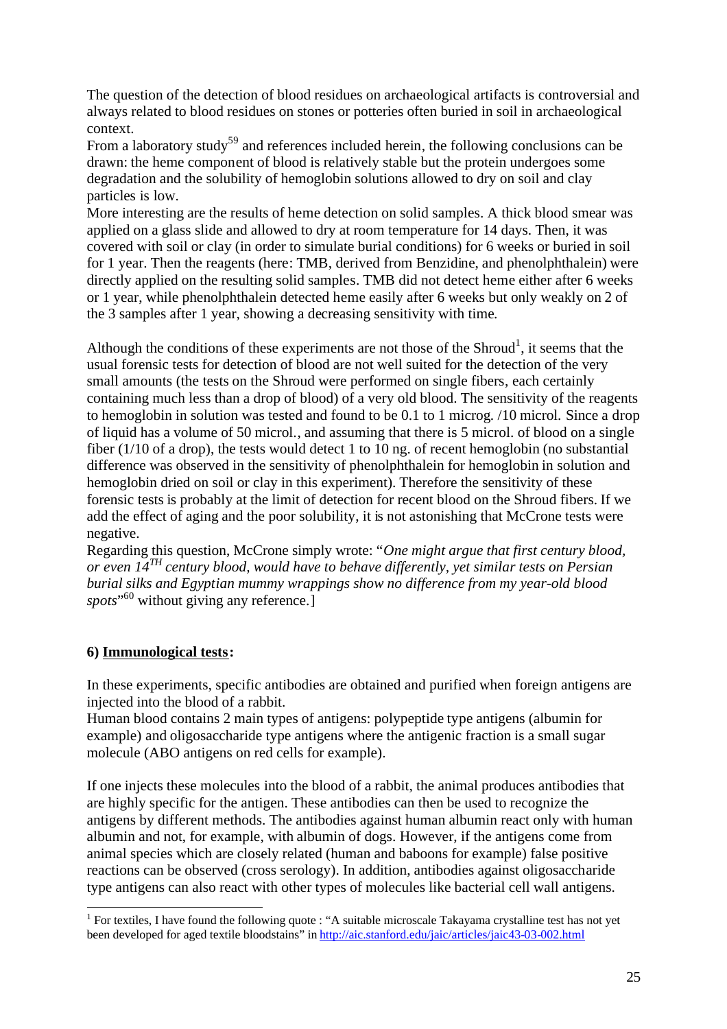The question of the detection of blood residues on archaeological artifacts is controversial and always related to blood residues on stones or potteries often buried in soil in archaeological context.

From a laboratory study[59] and references included herein, the following conclusions can be drawn: the heme component of blood is relatively stable but the protein undergoes some degradation and the solubility of hemoglobin solutions allowed to dry on soil and clay particles is low.

More interesting are the results of heme detection on solid samples. A thick blood smear was applied on a glass slide and allowed to dry at room temperature for 14 days. Then, it was covered with soil or clay (in order to simulate burial conditions) for 6 weeks or buried in soil for 1 year. Then the reagents (here: TMB, derived from Benzidine, and phenolphthalein) were directly applied on the resulting solid samples. TMB did not detect heme either after 6 weeks or 1 year, while phenolphthalein detected heme easily after 6 weeks but only weakly on 2 of the 3 samples after 1 year, showing a decreasing sensitivity with time.

Although the conditions of these experiments are not those of the Shroud[1], it seems that the usual forensic tests for detection of blood are not well suited for the detection of the very small amounts (the tests on the Shroud were performed on single fibers, each certainly containing much less than a drop of blood) of a very old blood. The sensitivity of the reagents to hemoglobin in solution was tested and found to be 0.1 to 1 microg. /10 microl. Since a drop of liquid has a volume of 50 microl., and assuming that there is 5 microl. of blood on a single fiber (1/10 of a drop), the tests would detect 1 to 10 ng. of recent hemoglobin (no substantial difference was observed in the sensitivity of phenolphthalein for hemoglobin in solution and hemoglobin dried on soil or clay in this experiment). Therefore the sensitivity of these forensic tests is probably at the limit of detection for recent blood on the Shroud fibers. If we add the effect of aging and the poor solubility, it is not astonishing that McCrone tests were negative.

Regarding this question, McCrone simply wrote: "*One might argue that first century blood, or even 14$^{TH}$ century blood, would have to behave differently, yet similar tests on Persian burial silks and Egyptian mummy wrappings show no difference from my year-old blood spots*"[60] without giving any reference.]

## 6) Immunological tests:

In these experiments, specific antibodies are obtained and purified when foreign antigens are injected into the blood of a rabbit.

Human blood contains 2 main types of antigens: polypeptide type antigens (albumin for example) and oligosaccharide type antigens where the antigenic fraction is a small sugar molecule (ABO antigens on red cells for example).

If one injects these molecules into the blood of a rabbit, the animal produces antibodies that are highly specific for the antigen. These antibodies can then be used to recognize the antigens by different methods. The antibodies against human albumin react only with human albumin and not, for example, with albumin of dogs. However, if the antigens come from animal species which are closely related (human and baboons for example) false positive reactions can be observed (cross serology). In addition, antibodies against oligosaccharide type antigens can also react with other types of molecules like bacterial cell wall antigens.

---

[1] For textiles, I have found the following quote : "A suitable microscale Takayama crystalline test has not yet been developed for aged textile bloodstains" in http://aic.stanford.edu/jaic/articles/jaic43-03-002.html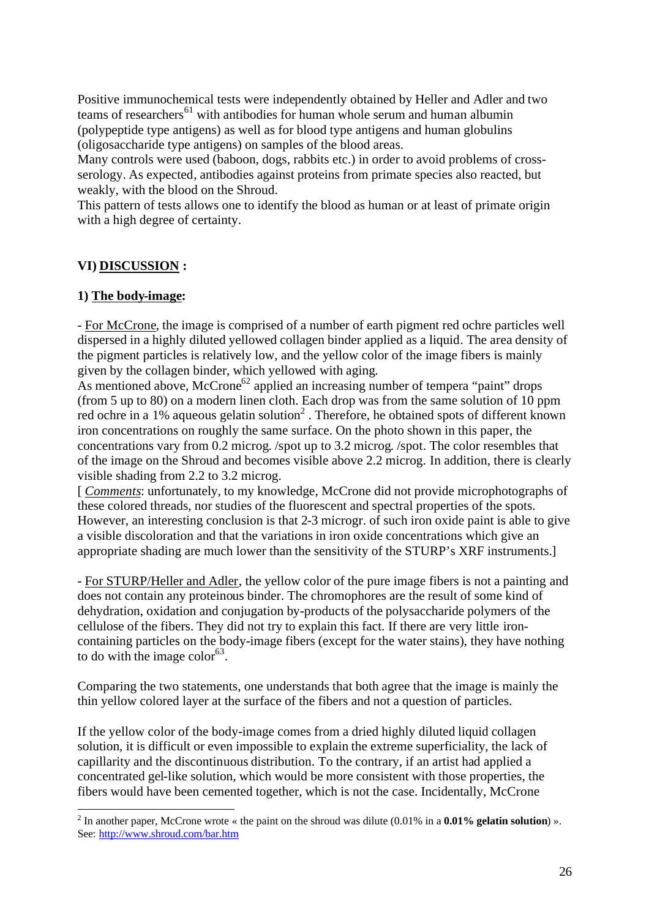Positive immunochemical tests were independently obtained by Heller and Adler and two teams of researchers[61] with antibodies for human whole serum and human albumin (polypeptide type antigens) as well as for blood type antigens and human globulins (oligosaccharide type antigens) on samples of the blood areas.
Many controls were used (baboon, dogs, rabbits etc.) in order to avoid problems of cross-serology. As expected, antibodies against proteins from primate species also reacted, but weakly, with the blood on the Shroud.
This pattern of tests allows one to identify the blood as human or at least of primate origin with a high degree of certainty.

## VI) DISCUSSION :

### 1) The body-image:

- For McCrone, the image is comprised of a number of earth pigment red ochre particles well dispersed in a highly diluted yellowed collagen binder applied as a liquid. The area density of the pigment particles is relatively low, and the yellow color of the image fibers is mainly given by the collagen binder, which yellowed with aging.
As mentioned above, McCrone[62] applied an increasing number of tempera "paint" drops (from 5 up to 80) on a modern linen cloth. Each drop was from the same solution of 10 ppm red ochre in a 1% aqueous gelatin solution[2] . Therefore, he obtained spots of different known iron concentrations on roughly the same surface. On the photo shown in this paper, the concentrations vary from 0.2 microg. /spot up to 3.2 microg. /spot. The color resembles that of the image on the Shroud and becomes visible above 2.2 microg. In addition, there is clearly visible shading from 2.2 to 3.2 microg.
[ *Comments*: unfortunately, to my knowledge, McCrone did not provide microphotographs of these colored threads, nor studies of the fluorescent and spectral properties of the spots. However, an interesting conclusion is that 2-3 microgr. of such iron oxide paint is able to give a visible discoloration and that the variations in iron oxide concentrations which give an appropriate shading are much lower than the sensitivity of the STURP's XRF instruments.]

- For STURP/Heller and Adler, the yellow color of the pure image fibers is not a painting and does not contain any proteinous binder. The chromophores are the result of some kind of dehydration, oxidation and conjugation by-products of the polysaccharide polymers of the cellulose of the fibers. They did not try to explain this fact. If there are very little iron-containing particles on the body-image fibers (except for the water stains), they have nothing to do with the image color[63].

Comparing the two statements, one understands that both agree that the image is mainly the thin yellow colored layer at the surface of the fibers and not a question of particles.

If the yellow color of the body-image comes from a dried highly diluted liquid collagen solution, it is difficult or even impossible to explain the extreme superficiality, the lack of capillarity and the discontinuous distribution. To the contrary, if an artist had applied a concentrated gel-like solution, which would be more consistent with those properties, the fibers would have been cemented together, which is not the case. Incidentally, McCrone

[2] In another paper, McCrone wrote « the paint on the shroud was dilute (0.01% in a **0.01% gelatin solution**) ». See: http://www.shroud.com/bar.htm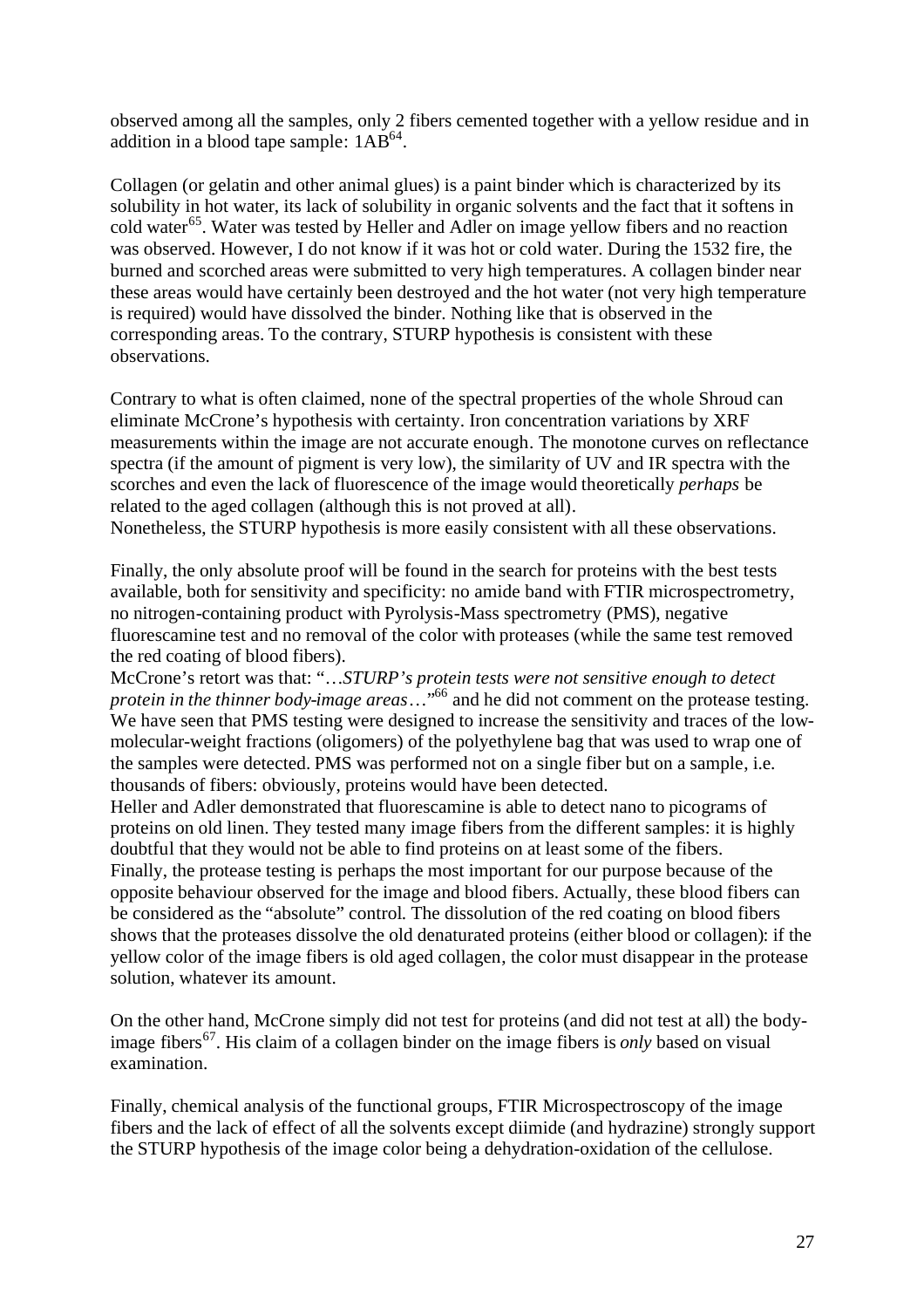observed among all the samples, only 2 fibers cemented together with a yellow residue and in addition in a blood tape sample: 1AB[64].

Collagen (or gelatin and other animal glues) is a paint binder which is characterized by its solubility in hot water, its lack of solubility in organic solvents and the fact that it softens in cold water[65]. Water was tested by Heller and Adler on image yellow fibers and no reaction was observed. However, I do not know if it was hot or cold water. During the 1532 fire, the burned and scorched areas were submitted to very high temperatures. A collagen binder near these areas would have certainly been destroyed and the hot water (not very high temperature is required) would have dissolved the binder. Nothing like that is observed in the corresponding areas. To the contrary, STURP hypothesis is consistent with these observations.

Contrary to what is often claimed, none of the spectral properties of the whole Shroud can eliminate McCrone's hypothesis with certainty. Iron concentration variations by XRF measurements within the image are not accurate enough. The monotone curves on reflectance spectra (if the amount of pigment is very low), the similarity of UV and IR spectra with the scorches and even the lack of fluorescence of the image would theoretically *perhaps* be related to the aged collagen (although this is not proved at all).
Nonetheless, the STURP hypothesis is more easily consistent with all these observations.

Finally, the only absolute proof will be found in the search for proteins with the best tests available, both for sensitivity and specificity: no amide band with FTIR microspectrometry, no nitrogen-containing product with Pyrolysis-Mass spectrometry (PMS), negative fluorescamine test and no removal of the color with proteases (while the same test removed the red coating of blood fibers).
McCrone's retort was that: "…*STURP's protein tests were not sensitive enough to detect protein in the thinner body-image areas*…"[66] and he did not comment on the protease testing. We have seen that PMS testing were designed to increase the sensitivity and traces of the low-molecular-weight fractions (oligomers) of the polyethylene bag that was used to wrap one of the samples were detected. PMS was performed not on a single fiber but on a sample, i.e. thousands of fibers: obviously, proteins would have been detected.
Heller and Adler demonstrated that fluorescamine is able to detect nano to picograms of proteins on old linen. They tested many image fibers from the different samples: it is highly doubtful that they would not be able to find proteins on at least some of the fibers.
Finally, the protease testing is perhaps the most important for our purpose because of the opposite behaviour observed for the image and blood fibers. Actually, these blood fibers can be considered as the "absolute" control. The dissolution of the red coating on blood fibers shows that the proteases dissolve the old denaturated proteins (either blood or collagen): if the yellow color of the image fibers is old aged collagen, the color must disappear in the protease solution, whatever its amount.

On the other hand, McCrone simply did not test for proteins (and did not test at all) the body-image fibers[67]. His claim of a collagen binder on the image fibers is *only* based on visual examination.

Finally, chemical analysis of the functional groups, FTIR Microspectroscopy of the image fibers and the lack of effect of all the solvents except diimide (and hydrazine) strongly support the STURP hypothesis of the image color being a dehydration-oxidation of the cellulose.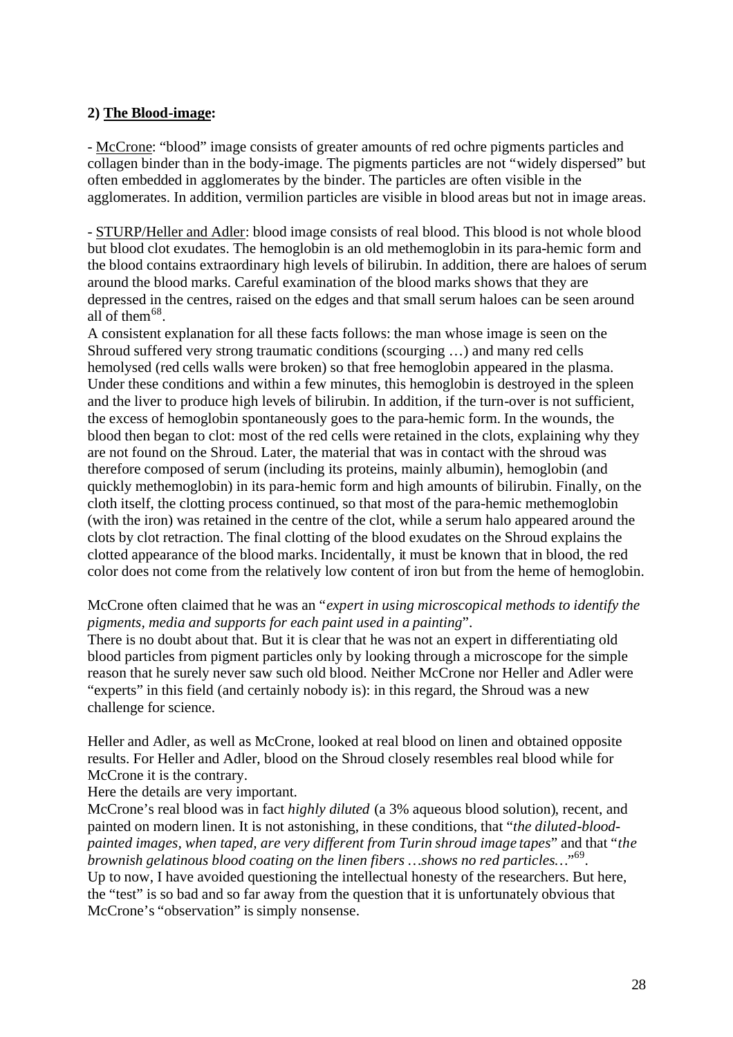**2) The Blood-image:**

- McCrone: “blood” image consists of greater amounts of red ochre pigments particles and collagen binder than in the body-image. The pigments particles are not “widely dispersed” but often embedded in agglomerates by the binder. The particles are often visible in the agglomerates. In addition, vermilion particles are visible in blood areas but not in image areas.

- STURP/Heller and Adler: blood image consists of real blood. This blood is not whole blood but blood clot exudates. The hemoglobin is an old methemoglobin in its para-hemic form and the blood contains extraordinary high levels of bilirubin. In addition, there are haloes of serum around the blood marks. Careful examination of the blood marks shows that they are depressed in the centres, raised on the edges and that small serum haloes can be seen around all of them[68].

A consistent explanation for all these facts follows: the man whose image is seen on the Shroud suffered very strong traumatic conditions (scourging …) and many red cells hemolysed (red cells walls were broken) so that free hemoglobin appeared in the plasma. Under these conditions and within a few minutes, this hemoglobin is destroyed in the spleen and the liver to produce high levels of bilirubin. In addition, if the turn-over is not sufficient, the excess of hemoglobin spontaneously goes to the para-hemic form. In the wounds, the blood then began to clot: most of the red cells were retained in the clots, explaining why they are not found on the Shroud. Later, the material that was in contact with the shroud was therefore composed of serum (including its proteins, mainly albumin), hemoglobin (and quickly methemoglobin) in its para-hemic form and high amounts of bilirubin. Finally, on the cloth itself, the clotting process continued, so that most of the para-hemic methemoglobin (with the iron) was retained in the centre of the clot, while a serum halo appeared around the clots by clot retraction. The final clotting of the blood exudates on the Shroud explains the clotted appearance of the blood marks. Incidentally, it must be known that in blood, the red color does not come from the relatively low content of iron but from the heme of hemoglobin.

McCrone often claimed that he was an “*expert in using microscopical methods to identify the pigments, media and supports for each paint used in a painting*”.

There is no doubt about that. But it is clear that he was not an expert in differentiating old blood particles from pigment particles only by looking through a microscope for the simple reason that he surely never saw such old blood. Neither McCrone nor Heller and Adler were “experts” in this field (and certainly nobody is): in this regard, the Shroud was a new challenge for science.

Heller and Adler, as well as McCrone, looked at real blood on linen and obtained opposite results. For Heller and Adler, blood on the Shroud closely resembles real blood while for McCrone it is the contrary.

Here the details are very important.

McCrone’s real blood was in fact *highly diluted* (a 3% aqueous blood solution), recent, and painted on modern linen. It is not astonishing, in these conditions, that “*the diluted-blood-painted images, when taped, are very different from Turin shroud image tapes*” and that “*the brownish gelatinous blood coating on the linen fibers …shows no red particles…*”[69].

Up to now, I have avoided questioning the intellectual honesty of the researchers. But here, the “test” is so bad and so far away from the question that it is unfortunately obvious that McCrone’s “observation” is simply nonsense.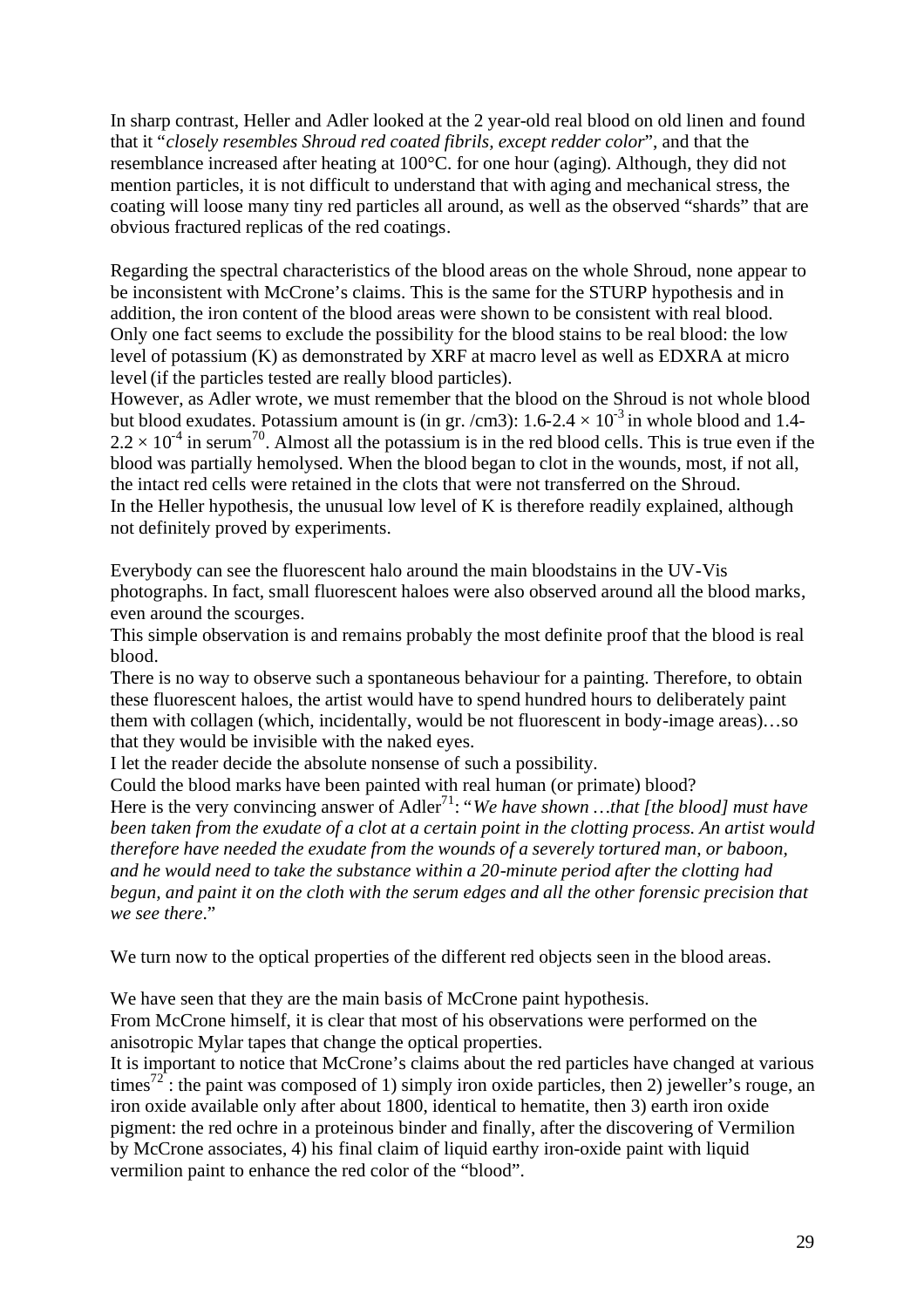In sharp contrast, Heller and Adler looked at the 2 year-old real blood on old linen and found that it "*closely resembles Shroud red coated fibrils, except redder color*", and that the resemblance increased after heating at 100°C. for one hour (aging). Although, they did not mention particles, it is not difficult to understand that with aging and mechanical stress, the coating will loose many tiny red particles all around, as well as the observed "shards" that are obvious fractured replicas of the red coatings.

Regarding the spectral characteristics of the blood areas on the whole Shroud, none appear to be inconsistent with McCrone's claims. This is the same for the STURP hypothesis and in addition, the iron content of the blood areas were shown to be consistent with real blood. Only one fact seems to exclude the possibility for the blood stains to be real blood: the low level of potassium (K) as demonstrated by XRF at macro level as well as EDXRA at micro level (if the particles tested are really blood particles).
However, as Adler wrote, we must remember that the blood on the Shroud is not whole blood but blood exudates. Potassium amount is (in gr. /cm3): $1.6\text{-}2.4 \times 10^{-3}$ in whole blood and $1.4\text{-}2.2 \times 10^{-4}$ in serum[70]. Almost all the potassium is in the red blood cells. This is true even if the blood was partially hemolysed. When the blood began to clot in the wounds, most, if not all, the intact red cells were retained in the clots that were not transferred on the Shroud.
In the Heller hypothesis, the unusual low level of K is therefore readily explained, although not definitely proved by experiments.

Everybody can see the fluorescent halo around the main bloodstains in the UV-Vis photographs. In fact, small fluorescent haloes were also observed around all the blood marks, even around the scourges.
This simple observation is and remains probably the most definite proof that the blood is real blood.
There is no way to observe such a spontaneous behaviour for a painting. Therefore, to obtain these fluorescent haloes, the artist would have to spend hundred hours to deliberately paint them with collagen (which, incidentally, would be not fluorescent in body-image areas)…so that they would be invisible with the naked eyes.
I let the reader decide the absolute nonsense of such a possibility.
Could the blood marks have been painted with real human (or primate) blood?
Here is the very convincing answer of Adler[71]: "*We have shown …that [the blood] must have been taken from the exudate of a clot at a certain point in the clotting process. An artist would therefore have needed the exudate from the wounds of a severely tortured man, or baboon, and he would need to take the substance within a 20-minute period after the clotting had begun, and paint it on the cloth with the serum edges and all the other forensic precision that we see there*."

We turn now to the optical properties of the different red objects seen in the blood areas.

We have seen that they are the main basis of McCrone paint hypothesis.
From McCrone himself, it is clear that most of his observations were performed on the anisotropic Mylar tapes that change the optical properties.
It is important to notice that McCrone's claims about the red particles have changed at various times[72] : the paint was composed of 1) simply iron oxide particles, then 2) jeweller's rouge, an iron oxide available only after about 1800, identical to hematite, then 3) earth iron oxide pigment: the red ochre in a proteinous binder and finally, after the discovering of Vermilion by McCrone associates, 4) his final claim of liquid earthy iron-oxide paint with liquid vermilion paint to enhance the red color of the "blood".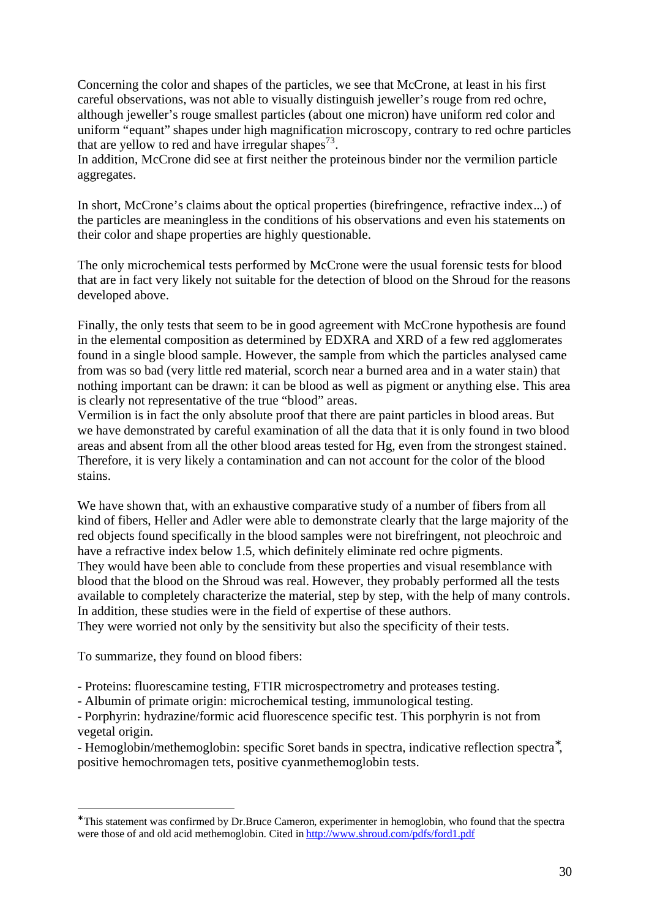Concerning the color and shapes of the particles, we see that McCrone, at least in his first careful observations, was not able to visually distinguish jeweller's rouge from red ochre, although jeweller's rouge smallest particles (about one micron) have uniform red color and uniform "equant" shapes under high magnification microscopy, contrary to red ochre particles that are yellow to red and have irregular shapes[73].
In addition, McCrone did see at first neither the proteinous binder nor the vermilion particle aggregates.

In short, McCrone's claims about the optical properties (birefringence, refractive index...) of the particles are meaningless in the conditions of his observations and even his statements on their color and shape properties are highly questionable.

The only microchemical tests performed by McCrone were the usual forensic tests for blood that are in fact very likely not suitable for the detection of blood on the Shroud for the reasons developed above.

Finally, the only tests that seem to be in good agreement with McCrone hypothesis are found in the elemental composition as determined by EDXRA and XRD of a few red agglomerates found in a single blood sample. However, the sample from which the particles analysed came from was so bad (very little red material, scorch near a burned area and in a water stain) that nothing important can be drawn: it can be blood as well as pigment or anything else. This area is clearly not representative of the true "blood" areas.
Vermilion is in fact the only absolute proof that there are paint particles in blood areas. But we have demonstrated by careful examination of all the data that it is only found in two blood areas and absent from all the other blood areas tested for Hg, even from the strongest stained. Therefore, it is very likely a contamination and can not account for the color of the blood stains.

We have shown that, with an exhaustive comparative study of a number of fibers from all kind of fibers, Heller and Adler were able to demonstrate clearly that the large majority of the red objects found specifically in the blood samples were not birefringent, not pleochroic and have a refractive index below 1.5, which definitely eliminate red ochre pigments.
They would have been able to conclude from these properties and visual resemblance with blood that the blood on the Shroud was real. However, they probably performed all the tests available to completely characterize the material, step by step, with the help of many controls. In addition, these studies were in the field of expertise of these authors.
They were worried not only by the sensitivity but also the specificity of their tests.

To summarize, they found on blood fibers:

- Proteins: fluorescamine testing, FTIR microspectrometry and proteases testing.
- Albumin of primate origin: microchemical testing, immunological testing.
- Porphyrin: hydrazine/formic acid fluorescence specific test. This porphyrin is not from vegetal origin.
- Hemoglobin/methemoglobin: specific Soret bands in spectra, indicative reflection spectra*, positive hemochromagen tets, positive cyanmethemoglobin tests.

---

*This statement was confirmed by Dr.Bruce Cameron, experimenter in hemoglobin, who found that the spectra were those of and old acid methemoglobin. Cited in http://www.shroud.com/pdfs/ford1.pdf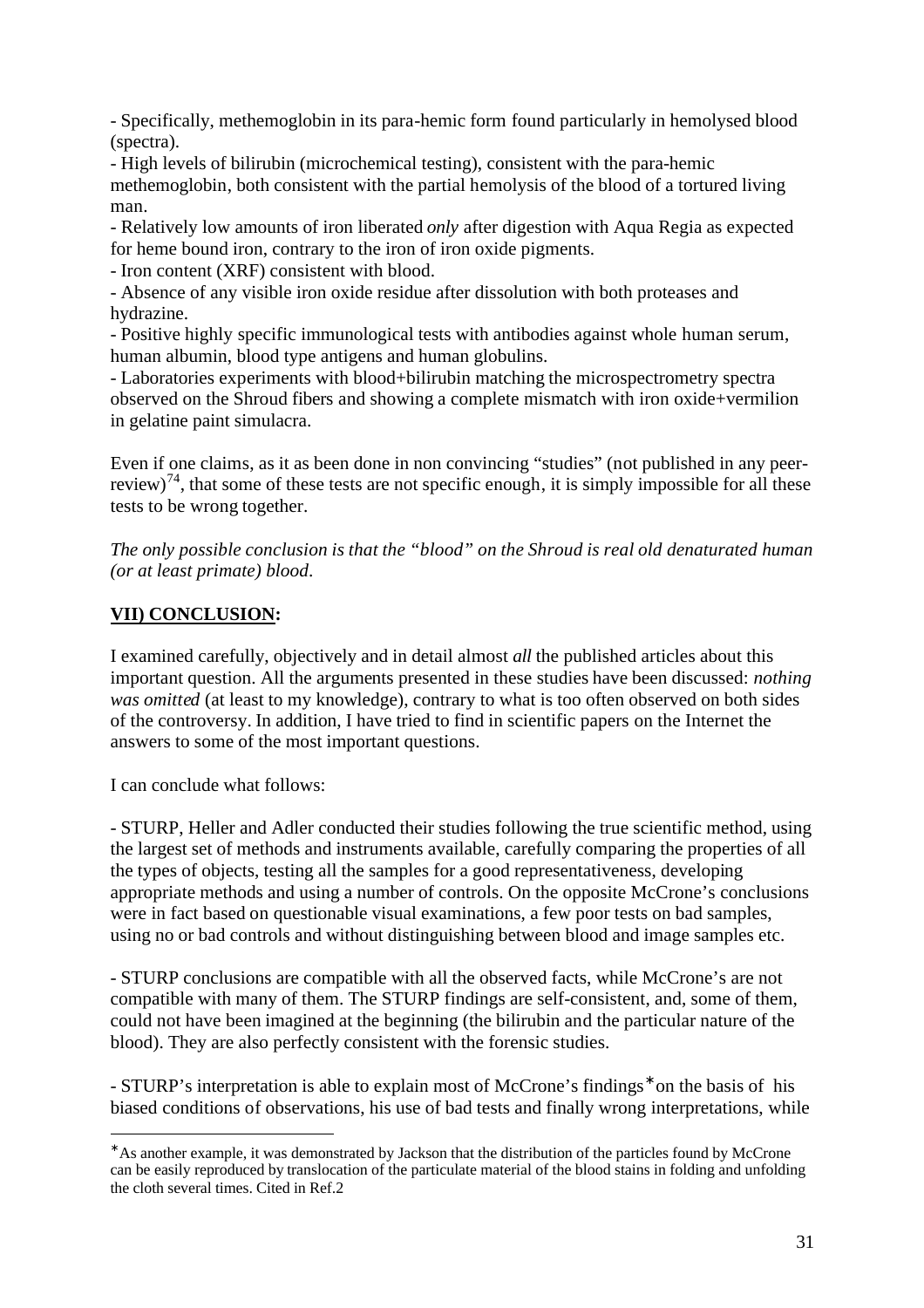- Specifically, methemoglobin in its para-hemic form found particularly in hemolysed blood (spectra).
- High levels of bilirubin (microchemical testing), consistent with the para-hemic methemoglobin, both consistent with the partial hemolysis of the blood of a tortured living man.
- Relatively low amounts of iron liberated *only* after digestion with Aqua Regia as expected for heme bound iron, contrary to the iron of iron oxide pigments.
- Iron content (XRF) consistent with blood.
- Absence of any visible iron oxide residue after dissolution with both proteases and hydrazine.
- Positive highly specific immunological tests with antibodies against whole human serum, human albumin, blood type antigens and human globulins.
- Laboratories experiments with blood+bilirubin matching the microspectrometry spectra observed on the Shroud fibers and showing a complete mismatch with iron oxide+vermilion in gelatine paint simulacra.

Even if one claims, as it as been done in non convincing "studies" (not published in any peer-review)[74], that some of these tests are not specific enough, it is simply impossible for all these tests to be wrong together.

*The only possible conclusion is that the "blood" on the Shroud is real old denaturated human (or at least primate) blood.*

## VII) CONCLUSION:

I examined carefully, objectively and in detail almost *all* the published articles about this important question. All the arguments presented in these studies have been discussed: *nothing was omitted* (at least to my knowledge), contrary to what is too often observed on both sides of the controversy. In addition, I have tried to find in scientific papers on the Internet the answers to some of the most important questions.

I can conclude what follows:

- STURP, Heller and Adler conducted their studies following the true scientific method, using the largest set of methods and instruments available, carefully comparing the properties of all the types of objects, testing all the samples for a good representativeness, developing appropriate methods and using a number of controls. On the opposite McCrone's conclusions were in fact based on questionable visual examinations, a few poor tests on bad samples, using no or bad controls and without distinguishing between blood and image samples etc.

- STURP conclusions are compatible with all the observed facts, while McCrone's are not compatible with many of them. The STURP findings are self-consistent, and, some of them, could not have been imagined at the beginning (the bilirubin and the particular nature of the blood). They are also perfectly consistent with the forensic studies.

- STURP's interpretation is able to explain most of McCrone's findings* on the basis of his biased conditions of observations, his use of bad tests and finally wrong interpretations, while

---

* As another example, it was demonstrated by Jackson that the distribution of the particles found by McCrone can be easily reproduced by translocation of the particulate material of the blood stains in folding and unfolding the cloth several times. Cited in Ref.2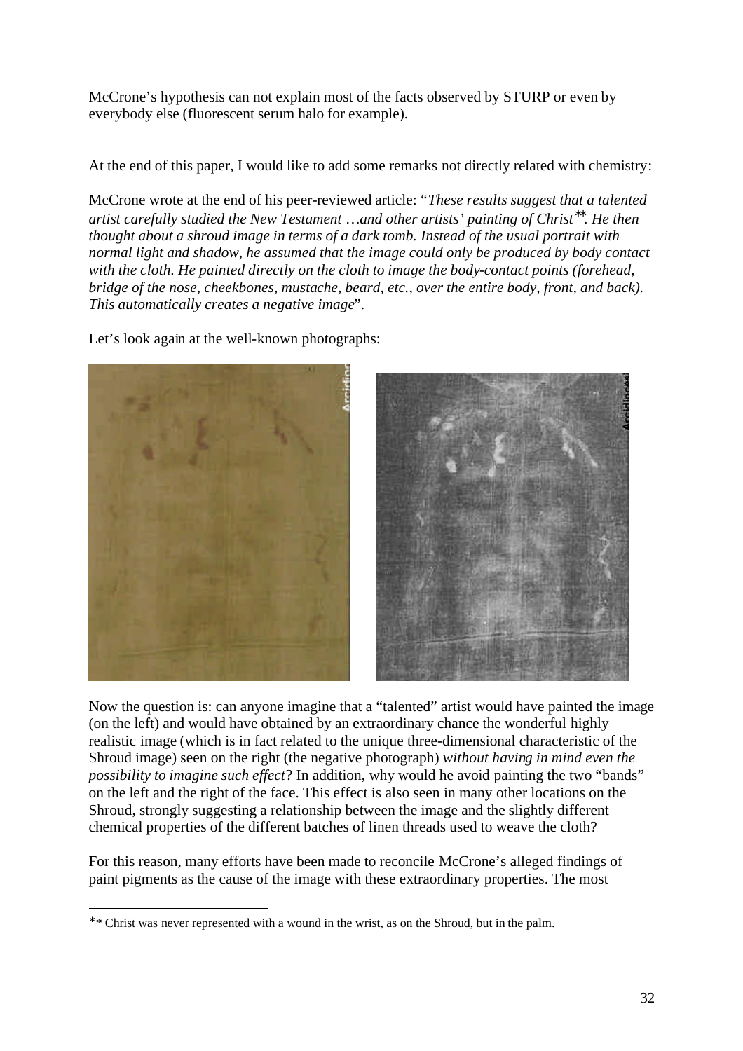McCrone's hypothesis can not explain most of the facts observed by STURP or even by everybody else (fluorescent serum halo for example).

At the end of this paper, I would like to add some remarks not directly related with chemistry:

McCrone wrote at the end of his peer-reviewed article: "*These results suggest that a talented artist carefully studied the New Testament …and other artists' painting of Christ*[**]*. He then thought about a shroud image in terms of a dark tomb. Instead of the usual portrait with normal light and shadow, he assumed that the image could only be produced by body contact with the cloth. He painted directly on the cloth to image the body-contact points (forehead, bridge of the nose, cheekbones, mustache, beard, etc., over the entire body, front, and back). This automatically creates a negative image*".

Let's look again at the well-known photographs:

Now the question is: can anyone imagine that a "talented" artist would have painted the image (on the left) and would have obtained by an extraordinary chance the wonderful highly realistic image (which is in fact related to the unique three-dimensional characteristic of the Shroud image) seen on the right (the negative photograph) *without having in mind even the possibility to imagine such effect*? In addition, why would he avoid painting the two "bands" on the left and the right of the face. This effect is also seen in many other locations on the Shroud, strongly suggesting a relationship between the image and the slightly different chemical properties of the different batches of linen threads used to weave the cloth?

For this reason, many efforts have been made to reconcile McCrone's alleged findings of paint pigments as the cause of the image with these extraordinary properties. The most

---

[**] Christ was never represented with a wound in the wrist, as on the Shroud, but in the palm.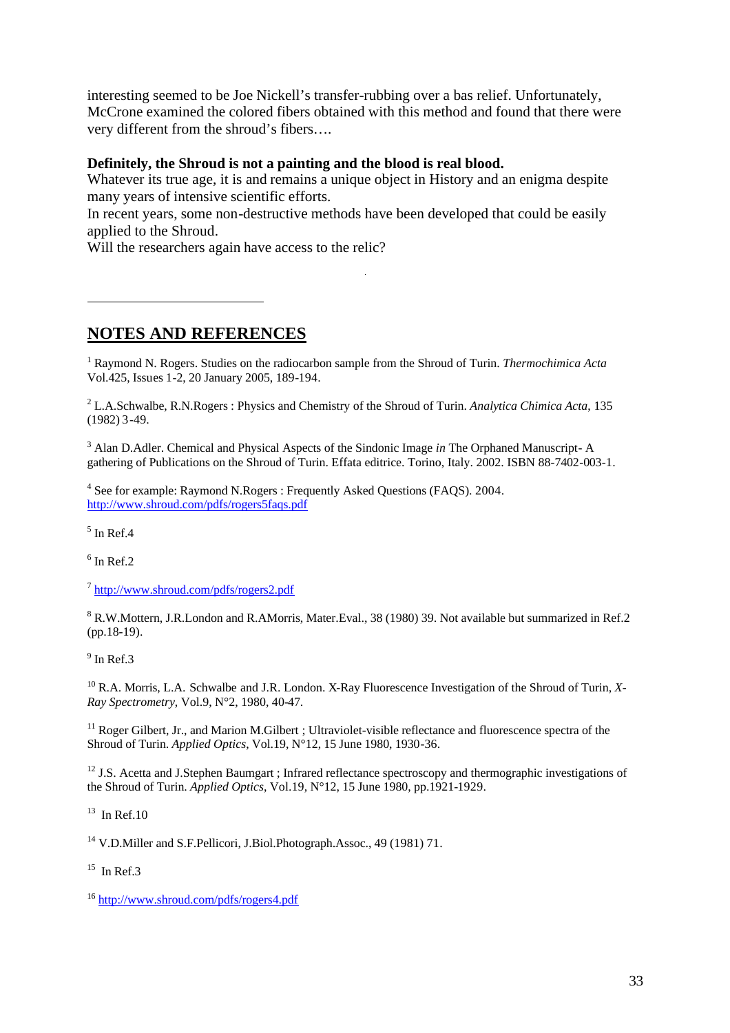interesting seemed to be Joe Nickell's transfer-rubbing over a bas relief. Unfortunately, McCrone examined the colored fibers obtained with this method and found that there were very different from the shroud's fibers….

**Definitely, the Shroud is not a painting and the blood is real blood.**

Whatever its true age, it is and remains a unique object in History and an enigma despite many years of intensive scientific efforts.

In recent years, some non-destructive methods have been developed that could be easily applied to the Shroud.

Will the researchers again have access to the relic?

---

## NOTES AND REFERENCES

[1] Raymond N. Rogers. Studies on the radiocarbon sample from the Shroud of Turin. *Thermochimica Acta* Vol.425, Issues 1-2, 20 January 2005, 189-194.

[2] L.A.Schwalbe, R.N.Rogers : Physics and Chemistry of the Shroud of Turin. *Analytica Chimica Acta*, 135 (1982) 3-49.

[3] Alan D.Adler. Chemical and Physical Aspects of the Sindonic Image *in* The Orphaned Manuscript- A gathering of Publications on the Shroud of Turin. Effata editrice. Torino, Italy. 2002. ISBN 88-7402-003-1.

[4] See for example: Raymond N.Rogers : Frequently Asked Questions (FAQS). 2004. http://www.shroud.com/pdfs/rogers5faqs.pdf

[5] In Ref.4

[6] In Ref.2

[7] http://www.shroud.com/pdfs/rogers2.pdf

[8] R.W.Mottern, J.R.London and R.AMorris, Mater.Eval., 38 (1980) 39. Not available but summarized in Ref.2 (pp.18-19).

[9] In Ref.3

[10] R.A. Morris, L.A. Schwalbe and J.R. London. X-Ray Fluorescence Investigation of the Shroud of Turin, *X-Ray Spectrometry*, Vol.9, N°2, 1980, 40-47.

[11] Roger Gilbert, Jr., and Marion M.Gilbert ; Ultraviolet-visible reflectance and fluorescence spectra of the Shroud of Turin. *Applied Optics*, Vol.19, N°12, 15 June 1980, 1930-36.

[12] J.S. Acetta and J.Stephen Baumgart ; Infrared reflectance spectroscopy and thermographic investigations of the Shroud of Turin. *Applied Optics*, Vol.19, N°12, 15 June 1980, pp.1921-1929.

[13] In Ref.10

[14] V.D.Miller and S.F.Pellicori, J.Biol.Photograph.Assoc., 49 (1981) 71.

[15] In Ref.3

[16] http://www.shroud.com/pdfs/rogers4.pdf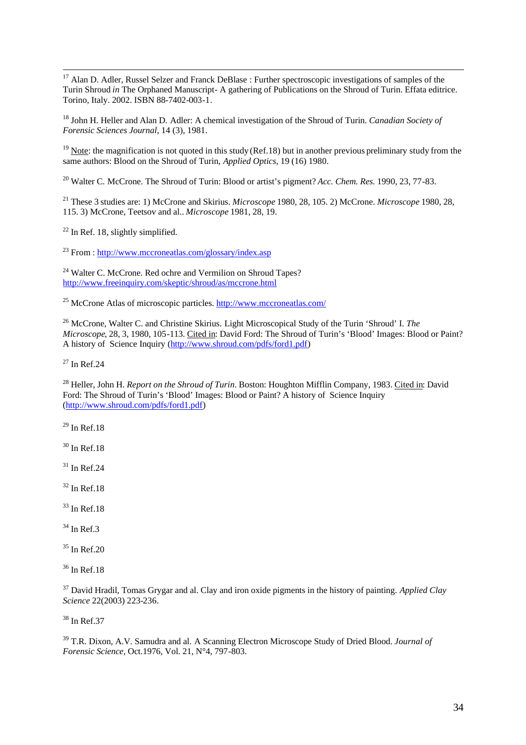[17] Alan D. Adler, Russel Selzer and Franck DeBlase : Further spectroscopic investigations of samples of the Turin Shroud *in* The Orphaned Manuscript- A gathering of Publications on the Shroud of Turin. Effata editrice. Torino, Italy. 2002. ISBN 88-7402-003-1.

[18] John H. Heller and Alan D. Adler: A chemical investigation of the Shroud of Turin. *Canadian Society of Forensic Sciences Journal*, 14 (3), 1981.

[19] Note: the magnification is not quoted in this study (Ref.18) but in another previous preliminary study from the same authors: Blood on the Shroud of Turin, *Applied Optics*, 19 (16) 1980.

[20] Walter C. McCrone. The Shroud of Turin: Blood or artist's pigment? *Acc. Chem. Res.* 1990, 23, 77-83.

[21] These 3 studies are: 1) McCrone and Skirius. *Microscope* 1980, 28, 105. 2) McCrone. *Microscope* 1980, 28, 115. 3) McCrone, Teetsov and al.. *Microscope* 1981, 28, 19.

[22] In Ref. 18, slightly simplified.

[23] From : http://www.mccroneatlas.com/glossary/index.asp

[24] Walter C. McCrone. Red ochre and Vermilion on Shroud Tapes? http://www.freeinquiry.com/skeptic/shroud/as/mccrone.html

[25] McCrone Atlas of microscopic particles. http://www.mccroneatlas.com/

[26] McCrone, Walter C. and Christine Skirius. Light Microscopical Study of the Turin 'Shroud' I. *The Microscope*, 28, 3, 1980, 105-113. Cited in: David Ford: The Shroud of Turin's 'Blood' Images: Blood or Paint? A history of Science Inquiry (http://www.shroud.com/pdfs/ford1.pdf)

[27] In Ref.24

[28] Heller, John H. *Report on the Shroud of Turin*. Boston: Houghton Mifflin Company, 1983. Cited in: David Ford: The Shroud of Turin's 'Blood' Images: Blood or Paint? A history of Science Inquiry (http://www.shroud.com/pdfs/ford1.pdf)

[29] In Ref.18

[30] In Ref.18

[31] In Ref.24

[32] In Ref.18

[33] In Ref.18

[34] In Ref.3

[35] In Ref.20

[36] In Ref.18

[37] David Hradil, Tomas Grygar and al. Clay and iron oxide pigments in the history of painting. *Applied Clay Science* 22(2003) 223-236.

[38] In Ref.37

[39] T.R. Dixon, A.V. Samudra and al. A Scanning Electron Microscope Study of Dried Blood. *Journal of Forensic Science*, Oct.1976, Vol. 21, N°4, 797-803.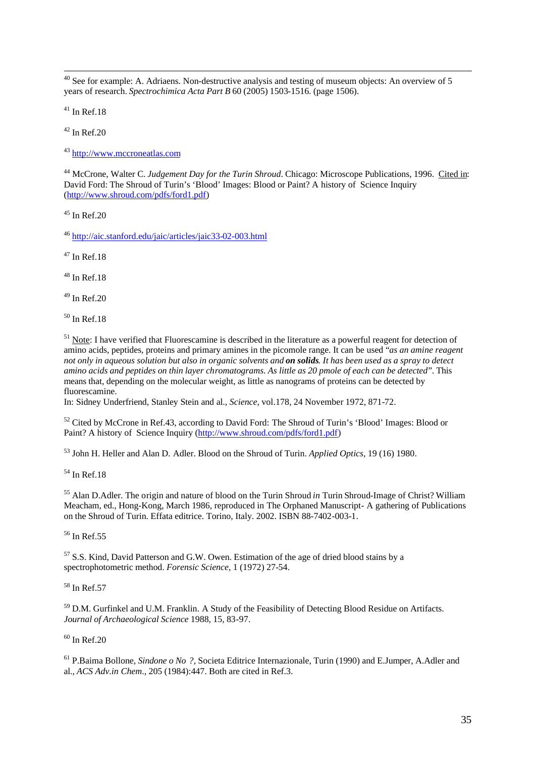[40] See for example: A. Adriaens. Non-destructive analysis and testing of museum objects: An overview of 5 years of research. *Spectrochimica Acta Part B* 60 (2005) 1503-1516. (page 1506).

[41] In Ref.18

[42] In Ref.20

[43] http://www.mccroneatlas.com

[44] McCrone, Walter C. *Judgement Day for the Turin Shroud*. Chicago: Microscope Publications, 1996. Cited in: David Ford: The Shroud of Turin's 'Blood' Images: Blood or Paint? A history of Science Inquiry (http://www.shroud.com/pdfs/ford1.pdf)

[45] In Ref.20

[46] http://aic.stanford.edu/jaic/articles/jaic33-02-003.html

[47] In Ref.18

[48] In Ref.18

[49] In Ref.20

[50] In Ref.18

[51] Note: I have verified that Fluorescamine is described in the literature as a powerful reagent for detection of amino acids, peptides, proteins and primary amines in the picomole range. It can be used *"as an amine reagent not only in aqueous solution but also in organic solvents and* ***on solids****. It has been used as a spray to detect amino acids and peptides on thin layer chromatograms. As little as 20 pmole of each can be detected"*. This means that, depending on the molecular weight, as little as nanograms of proteins can be detected by fluorescamine.
In: Sidney Underfriend, Stanley Stein and al., *Science*, vol.178, 24 November 1972, 871-72.

[52] Cited by McCrone in Ref.43, according to David Ford: The Shroud of Turin's 'Blood' Images: Blood or Paint? A history of Science Inquiry (http://www.shroud.com/pdfs/ford1.pdf)

[53] John H. Heller and Alan D. Adler. Blood on the Shroud of Turin. *Applied Optics*, 19 (16) 1980.

[54] In Ref.18

[55] Alan D.Adler. The origin and nature of blood on the Turin Shroud *in* Turin Shroud-Image of Christ? William Meacham, ed., Hong-Kong, March 1986, reproduced in The Orphaned Manuscript- A gathering of Publications on the Shroud of Turin. Effata editrice. Torino, Italy. 2002. ISBN 88-7402-003-1.

[56] In Ref.55

[57] S.S. Kind, David Patterson and G.W. Owen. Estimation of the age of dried blood stains by a spectrophotometric method. *Forensic Science*, 1 (1972) 27-54.

[58] In Ref.57

[59] D.M. Gurfinkel and U.M. Franklin. A Study of the Feasibility of Detecting Blood Residue on Artifacts. *Journal of Archaeological Science* 1988, 15, 83-97.

[60] In Ref.20

[61] P.Baima Bollone, *Sindone o No ?*, Societa Editrice Internazionale, Turin (1990) and E.Jumper, A.Adler and al., *ACS Adv.in Chem*., 205 (1984):447. Both are cited in Ref.3.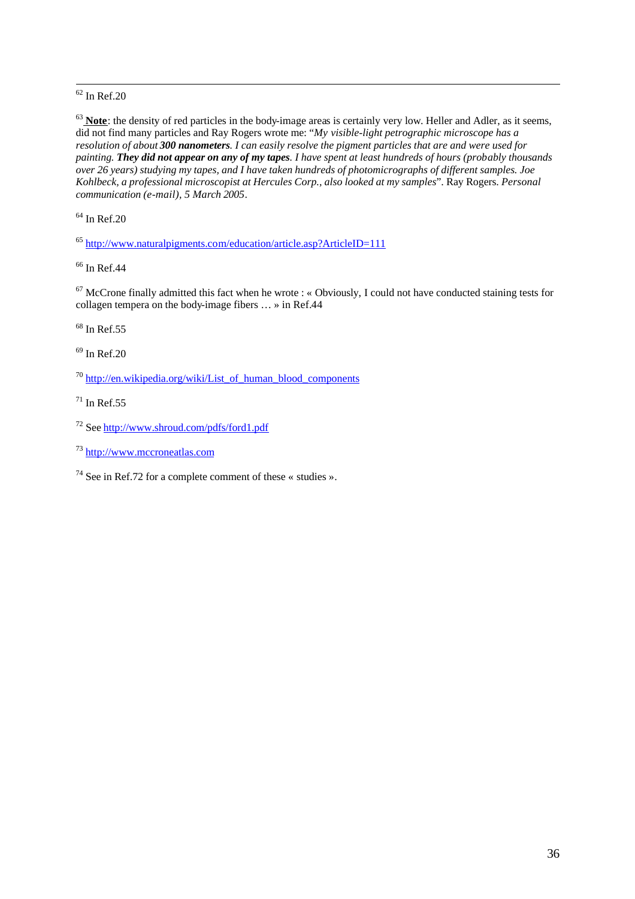[62] In Ref.20

[63] **Note**: the density of red particles in the body-image areas is certainly very low. Heller and Adler, as it seems, did not find many particles and Ray Rogers wrote me: "*My visible-light petrographic microscope has a resolution of about **300 nanometers**. I can easily resolve the pigment particles that are and were used for painting. **They did not appear on any of my tapes**. I have spent at least hundreds of hours (probably thousands over 26 years) studying my tapes, and I have taken hundreds of photomicrographs of different samples. Joe Kohlbeck, a professional microscopist at Hercules Corp., also looked at my samples*". Ray Rogers. *Personal communication (e-mail), 5 March 2005*.

[64] In Ref.20

[65] http://www.naturalpigments.com/education/article.asp?ArticleID=111

[66] In Ref.44

[67] McCrone finally admitted this fact when he wrote : « Obviously, I could not have conducted staining tests for collagen tempera on the body-image fibers … » in Ref.44

[68] In Ref.55

[69] In Ref.20

[70] http://en.wikipedia.org/wiki/List_of_human_blood_components

[71] In Ref.55

[72] See http://www.shroud.com/pdfs/ford1.pdf

[73] http://www.mccroneatlas.com

[74] See in Ref.72 for a complete comment of these « studies ».